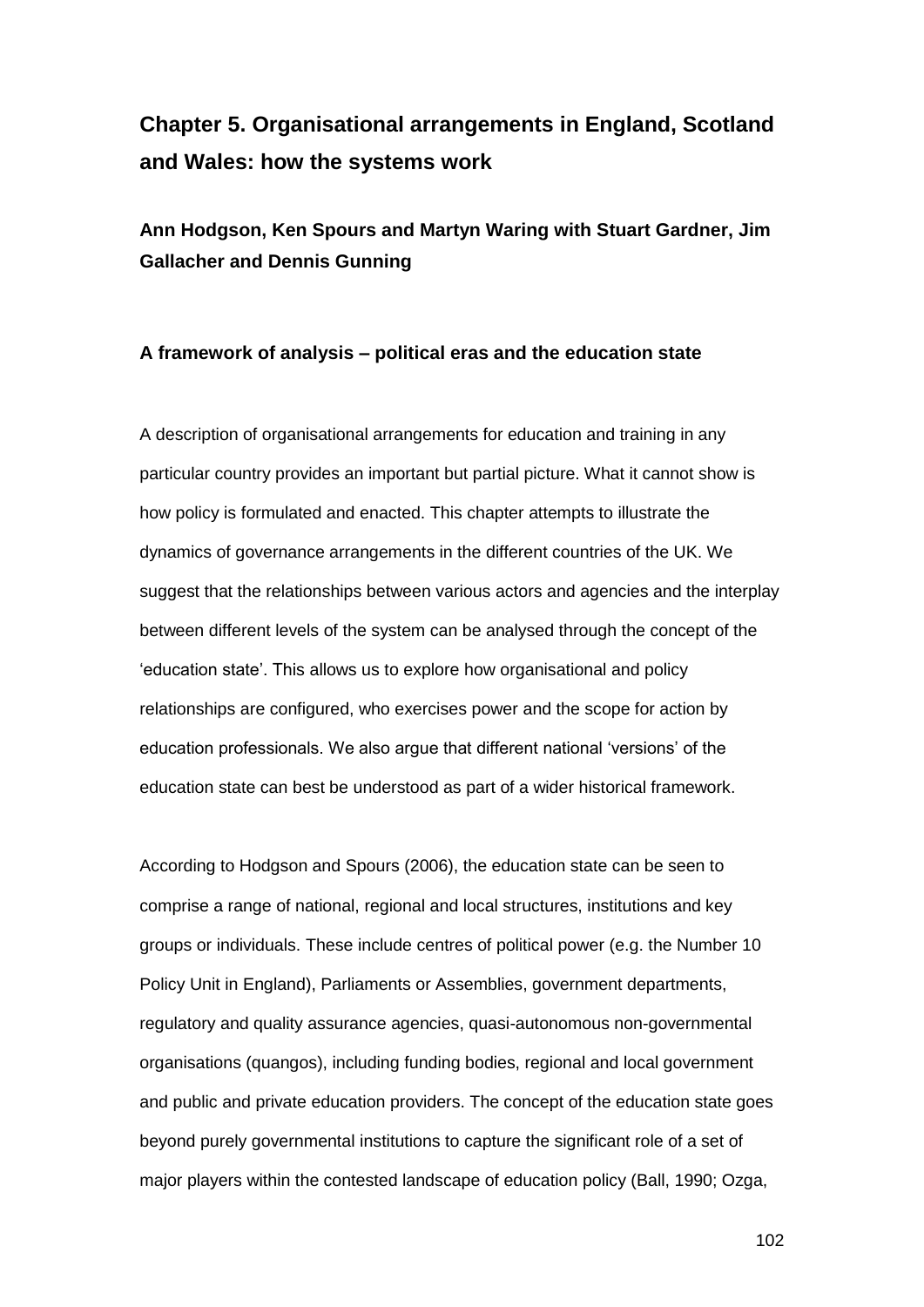# Chapter 5. Organisational arrangements in England, Scotland and Wales: how the systems work

**Ann Hodgson, Ken Spours and Martyn Waring with Stuart Gardner, Jim Gallacher and Dennis Gunning**

## A framework of analysis – political eras and the education state

A description of organisational arrangements for education and training in any particular country provides an important but partial picture. What it cannot show is how policy is formulated and enacted. This chapter attempts to illustrate the dynamics of governance arrangements in the different countries of the UK. We suggest that the relationships between various actors and agencies and the interplay between different levels of the system can be analysed through the concept of the 'education state'. This allows us to explore how organisational and policy relationships are configured, who exercises power and the scope for action by education professionals. We also argue that different national 'versions' of the education state can best be understood as part of a wider historical framework.

According to Hodgson and Spours (2006), the education state can be seen to comprise a range of national, regional and local structures, institutions and key groups or individuals. These include centres of political power (e.g. the Number 10 Policy Unit in England), Parliaments or Assemblies, government departments, regulatory and quality assurance agencies, quasi-autonomous non-governmental organisations (quangos), including funding bodies, regional and local government and public and private education providers. The concept of the education state goes beyond purely governmental institutions to capture the significant role of a set of major players within the contested landscape of education policy (Ball, 1990; Ozga,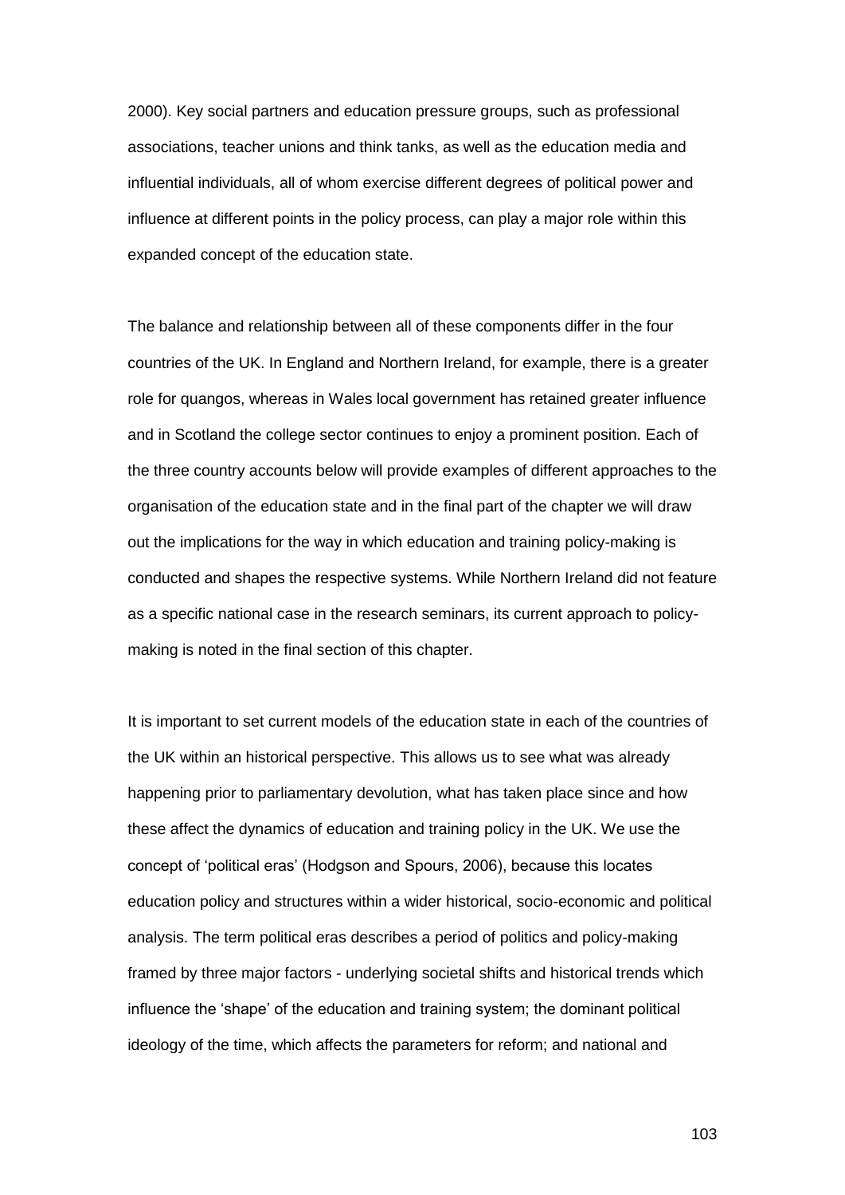2000). Key social partners and education pressure groups, such as professional associations, teacher unions and think tanks, as well as the education media and influential individuals, all of whom exercise different degrees of political power and influence at different points in the policy process, can play a major role within this expanded concept of the education state.

The balance and relationship between all of these components differ in the four countries of the UK. In England and Northern Ireland, for example, there is a greater role for quangos, whereas in Wales local government has retained greater influence and in Scotland the college sector continues to enjoy a prominent position. Each of the three country accounts below will provide examples of different approaches to the organisation of the education state and in the final part of the chapter we will draw out the implications for the way in which education and training policy-making is conducted and shapes the respective systems. While Northern Ireland did not feature as a specific national case in the research seminars, its current approach to policy-making is noted in the final section of this chapter.

It is important to set current models of the education state in each of the countries of the UK within an historical perspective. This allows us to see what was already happening prior to parliamentary devolution, what has taken place since and how these affect the dynamics of education and training policy in the UK. We use the concept of 'political eras' (Hodgson and Spours, 2006), because this locates education policy and structures within a wider historical, socio-economic and political analysis. The term political eras describes a period of politics and policy-making framed by three major factors - underlying societal shifts and historical trends which influence the 'shape' of the education and training system; the dominant political ideology of the time, which affects the parameters for reform; and national and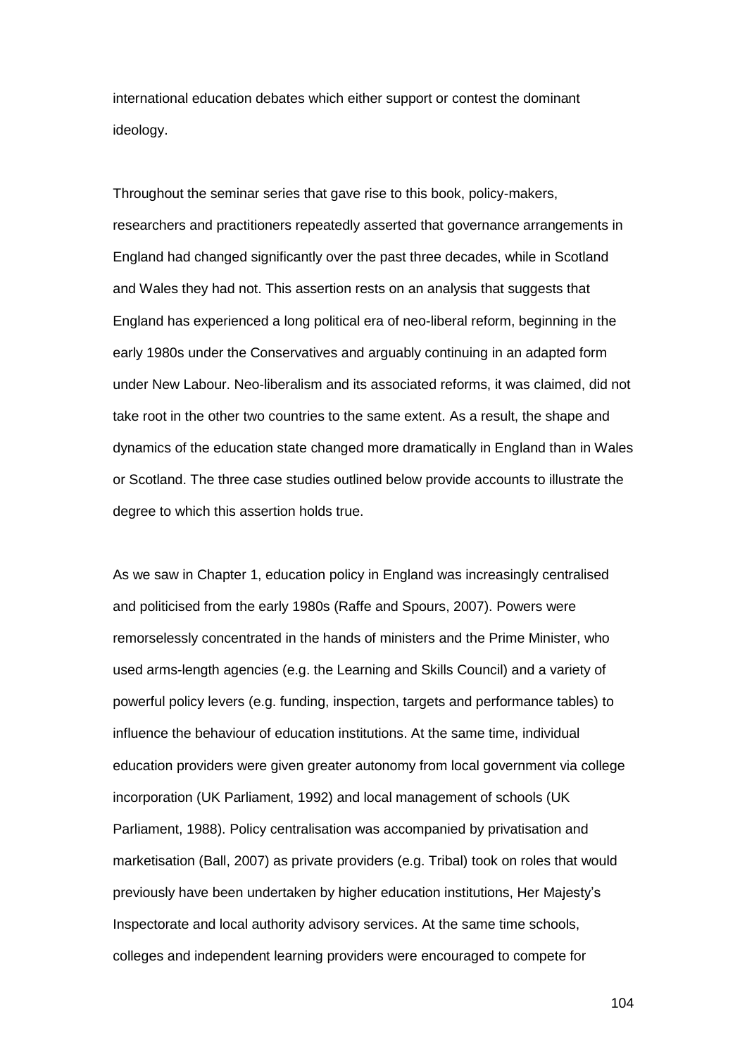international education debates which either support or contest the dominant ideology.

Throughout the seminar series that gave rise to this book, policy-makers, researchers and practitioners repeatedly asserted that governance arrangements in England had changed significantly over the past three decades, while in Scotland and Wales they had not. This assertion rests on an analysis that suggests that England has experienced a long political era of neo-liberal reform, beginning in the early 1980s under the Conservatives and arguably continuing in an adapted form under New Labour. Neo-liberalism and its associated reforms, it was claimed, did not take root in the other two countries to the same extent. As a result, the shape and dynamics of the education state changed more dramatically in England than in Wales or Scotland. The three case studies outlined below provide accounts to illustrate the degree to which this assertion holds true.

As we saw in Chapter 1, education policy in England was increasingly centralised and politicised from the early 1980s (Raffe and Spours, 2007). Powers were remorselessly concentrated in the hands of ministers and the Prime Minister, who used arms-length agencies (e.g. the Learning and Skills Council) and a variety of powerful policy levers (e.g. funding, inspection, targets and performance tables) to influence the behaviour of education institutions. At the same time, individual education providers were given greater autonomy from local government via college incorporation (UK Parliament, 1992) and local management of schools (UK Parliament, 1988). Policy centralisation was accompanied by privatisation and marketisation (Ball, 2007) as private providers (e.g. Tribal) took on roles that would previously have been undertaken by higher education institutions, Her Majesty's Inspectorate and local authority advisory services. At the same time schools, colleges and independent learning providers were encouraged to compete for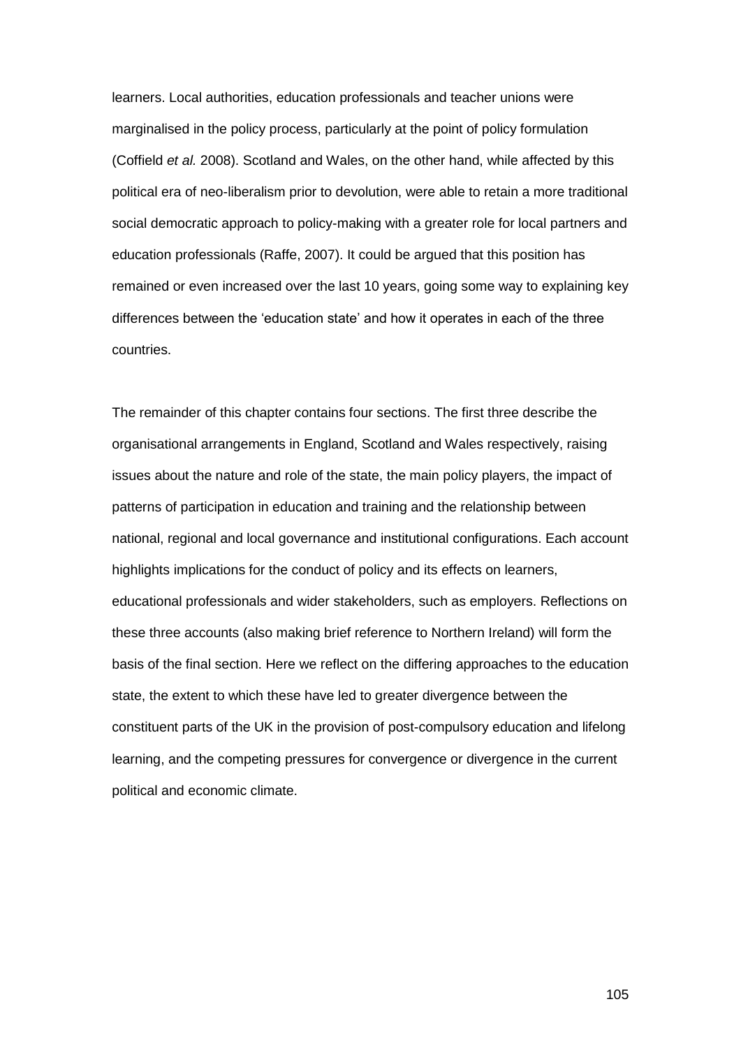learners. Local authorities, education professionals and teacher unions were marginalised in the policy process, particularly at the point of policy formulation (Coffield *et al.* 2008). Scotland and Wales, on the other hand, while affected by this political era of neo-liberalism prior to devolution, were able to retain a more traditional social democratic approach to policy-making with a greater role for local partners and education professionals (Raffe, 2007). It could be argued that this position has remained or even increased over the last 10 years, going some way to explaining key differences between the 'education state' and how it operates in each of the three countries.

The remainder of this chapter contains four sections. The first three describe the organisational arrangements in England, Scotland and Wales respectively, raising issues about the nature and role of the state, the main policy players, the impact of patterns of participation in education and training and the relationship between national, regional and local governance and institutional configurations. Each account highlights implications for the conduct of policy and its effects on learners, educational professionals and wider stakeholders, such as employers. Reflections on these three accounts (also making brief reference to Northern Ireland) will form the basis of the final section. Here we reflect on the differing approaches to the education state, the extent to which these have led to greater divergence between the constituent parts of the UK in the provision of post-compulsory education and lifelong learning, and the competing pressures for convergence or divergence in the current political and economic climate.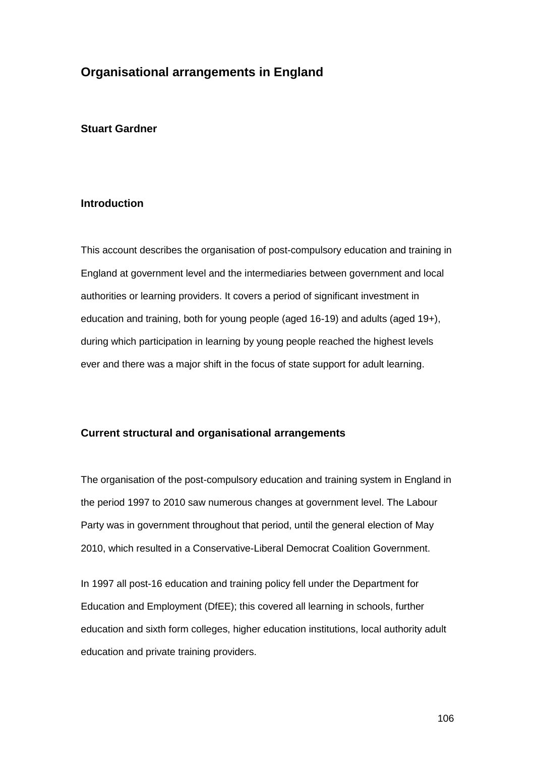## Organisational arrangements in England

**Stuart Gardner**

### Introduction

This account describes the organisation of post-compulsory education and training in England at government level and the intermediaries between government and local authorities or learning providers. It covers a period of significant investment in education and training, both for young people (aged 16-19) and adults (aged 19+), during which participation in learning by young people reached the highest levels ever and there was a major shift in the focus of state support for adult learning.

### Current structural and organisational arrangements

The organisation of the post-compulsory education and training system in England in the period 1997 to 2010 saw numerous changes at government level. The Labour Party was in government throughout that period, until the general election of May 2010, which resulted in a Conservative-Liberal Democrat Coalition Government.

In 1997 all post-16 education and training policy fell under the Department for Education and Employment (DfEE); this covered all learning in schools, further education and sixth form colleges, higher education institutions, local authority adult education and private training providers.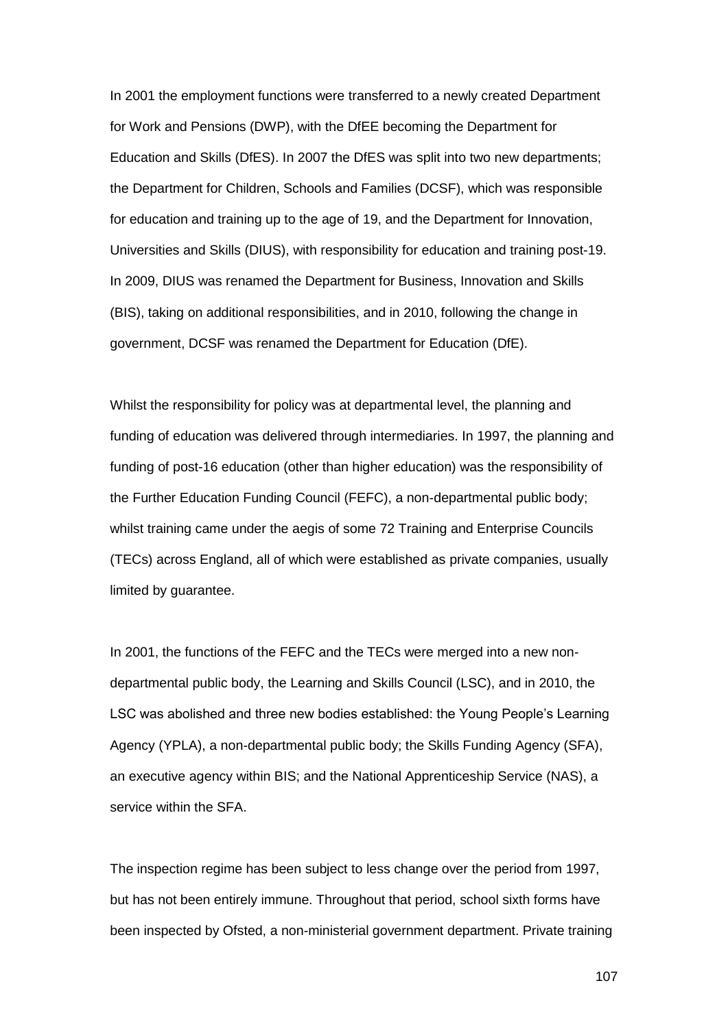In 2001 the employment functions were transferred to a newly created Department for Work and Pensions (DWP), with the DfEE becoming the Department for Education and Skills (DfES). In 2007 the DfES was split into two new departments; the Department for Children, Schools and Families (DCSF), which was responsible for education and training up to the age of 19, and the Department for Innovation, Universities and Skills (DIUS), with responsibility for education and training post-19. In 2009, DIUS was renamed the Department for Business, Innovation and Skills (BIS), taking on additional responsibilities, and in 2010, following the change in government, DCSF was renamed the Department for Education (DfE).

Whilst the responsibility for policy was at departmental level, the planning and funding of education was delivered through intermediaries. In 1997, the planning and funding of post-16 education (other than higher education) was the responsibility of the Further Education Funding Council (FEFC), a non-departmental public body; whilst training came under the aegis of some 72 Training and Enterprise Councils (TECs) across England, all of which were established as private companies, usually limited by guarantee.

In 2001, the functions of the FEFC and the TECs were merged into a new non-departmental public body, the Learning and Skills Council (LSC), and in 2010, the LSC was abolished and three new bodies established: the Young People's Learning Agency (YPLA), a non-departmental public body; the Skills Funding Agency (SFA), an executive agency within BIS; and the National Apprenticeship Service (NAS), a service within the SFA.

The inspection regime has been subject to less change over the period from 1997, but has not been entirely immune. Throughout that period, school sixth forms have been inspected by Ofsted, a non-ministerial government department. Private training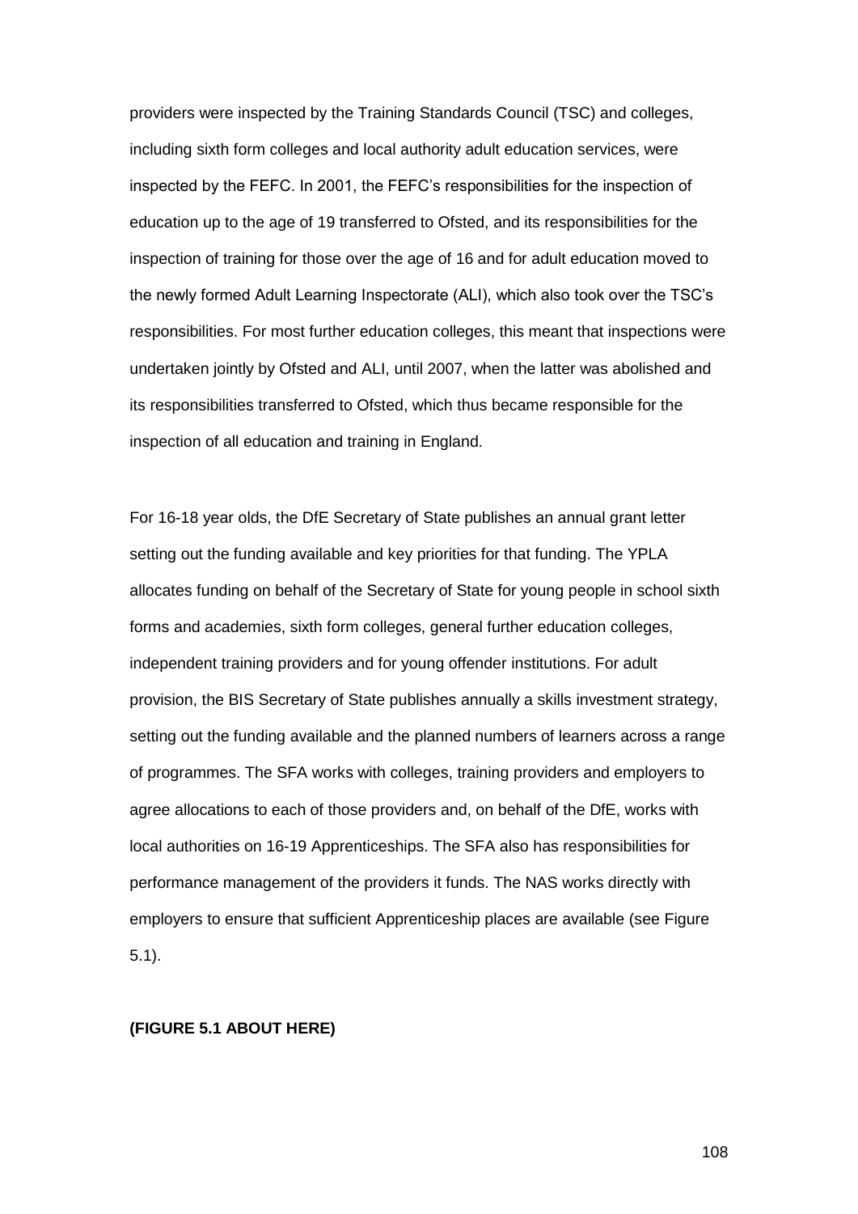providers were inspected by the Training Standards Council (TSC) and colleges, including sixth form colleges and local authority adult education services, were inspected by the FEFC. In 2001, the FEFC's responsibilities for the inspection of education up to the age of 19 transferred to Ofsted, and its responsibilities for the inspection of training for those over the age of 16 and for adult education moved to the newly formed Adult Learning Inspectorate (ALI), which also took over the TSC's responsibilities. For most further education colleges, this meant that inspections were undertaken jointly by Ofsted and ALI, until 2007, when the latter was abolished and its responsibilities transferred to Ofsted, which thus became responsible for the inspection of all education and training in England.

For 16-18 year olds, the DfE Secretary of State publishes an annual grant letter setting out the funding available and key priorities for that funding. The YPLA allocates funding on behalf of the Secretary of State for young people in school sixth forms and academies, sixth form colleges, general further education colleges, independent training providers and for young offender institutions. For adult provision, the BIS Secretary of State publishes annually a skills investment strategy, setting out the funding available and the planned numbers of learners across a range of programmes. The SFA works with colleges, training providers and employers to agree allocations to each of those providers and, on behalf of the DfE, works with local authorities on 16-19 Apprenticeships. The SFA also has responsibilities for performance management of the providers it funds. The NAS works directly with employers to ensure that sufficient Apprenticeship places are available (see Figure 5.1).

**(FIGURE 5.1 ABOUT HERE)**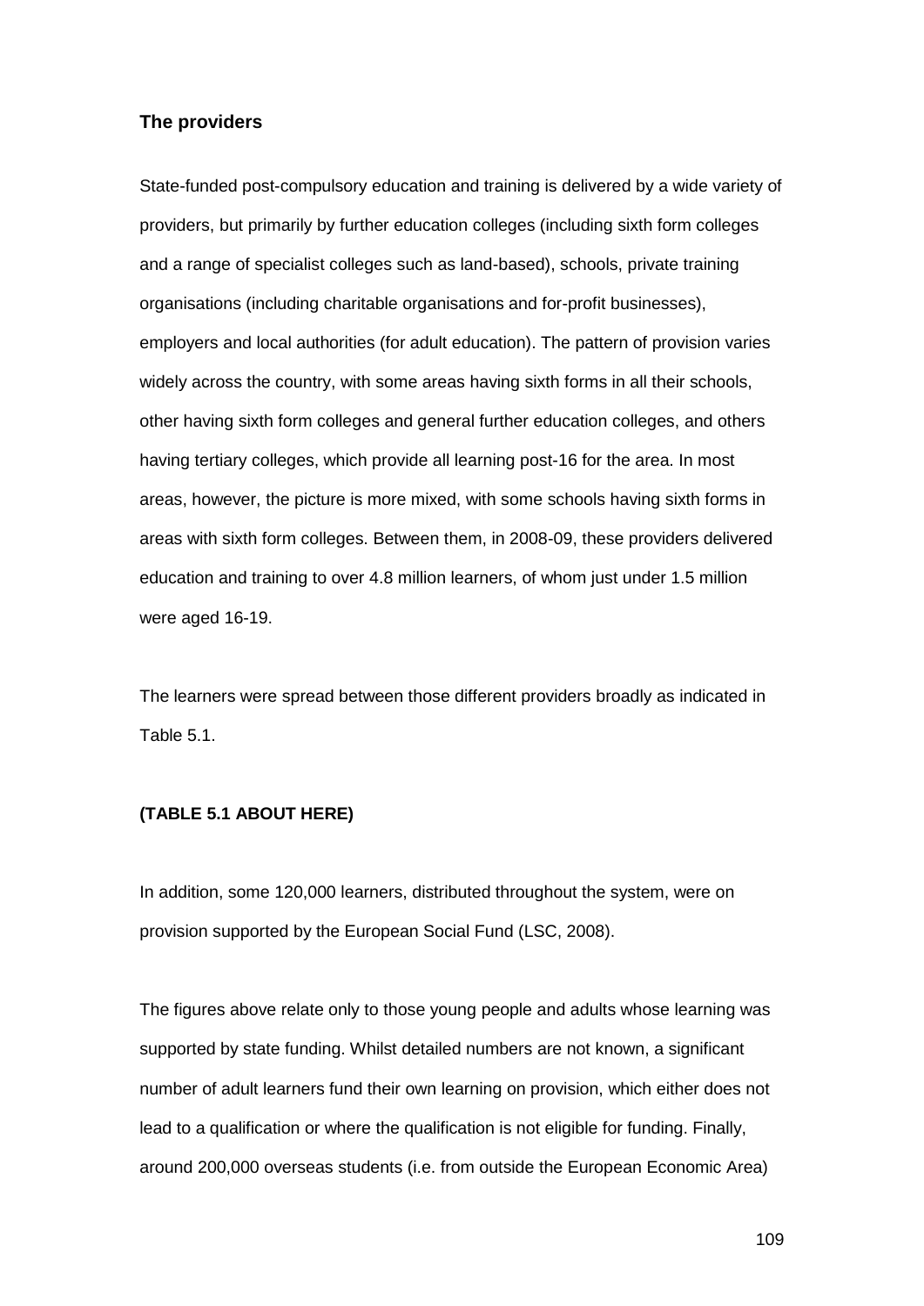### The providers

State-funded post-compulsory education and training is delivered by a wide variety of providers, but primarily by further education colleges (including sixth form colleges and a range of specialist colleges such as land-based), schools, private training organisations (including charitable organisations and for-profit businesses), employers and local authorities (for adult education). The pattern of provision varies widely across the country, with some areas having sixth forms in all their schools, other having sixth form colleges and general further education colleges, and others having tertiary colleges, which provide all learning post-16 for the area. In most areas, however, the picture is more mixed, with some schools having sixth forms in areas with sixth form colleges. Between them, in 2008-09, these providers delivered education and training to over 4.8 million learners, of whom just under 1.5 million were aged 16-19.

The learners were spread between those different providers broadly as indicated in Table 5.1.

**(TABLE 5.1 ABOUT HERE)**

In addition, some 120,000 learners, distributed throughout the system, were on provision supported by the European Social Fund (LSC, 2008).

The figures above relate only to those young people and adults whose learning was supported by state funding. Whilst detailed numbers are not known, a significant number of adult learners fund their own learning on provision, which either does not lead to a qualification or where the qualification is not eligible for funding. Finally, around 200,000 overseas students (i.e. from outside the European Economic Area)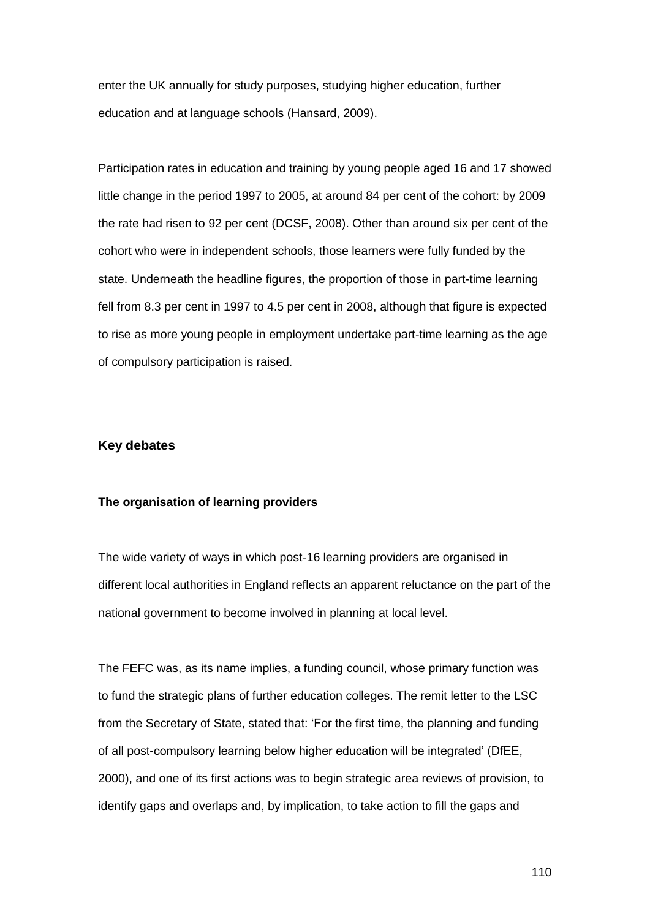enter the UK annually for study purposes, studying higher education, further education and at language schools (Hansard, 2009).

Participation rates in education and training by young people aged 16 and 17 showed little change in the period 1997 to 2005, at around 84 per cent of the cohort: by 2009 the rate had risen to 92 per cent (DCSF, 2008). Other than around six per cent of the cohort who were in independent schools, those learners were fully funded by the state. Underneath the headline figures, the proportion of those in part-time learning fell from 8.3 per cent in 1997 to 4.5 per cent in 2008, although that figure is expected to rise as more young people in employment undertake part-time learning as the age of compulsory participation is raised.

## Key debates

### The organisation of learning providers

The wide variety of ways in which post-16 learning providers are organised in different local authorities in England reflects an apparent reluctance on the part of the national government to become involved in planning at local level.

The FEFC was, as its name implies, a funding council, whose primary function was to fund the strategic plans of further education colleges. The remit letter to the LSC from the Secretary of State, stated that: 'For the first time, the planning and funding of all post-compulsory learning below higher education will be integrated' (DfEE, 2000), and one of its first actions was to begin strategic area reviews of provision, to identify gaps and overlaps and, by implication, to take action to fill the gaps and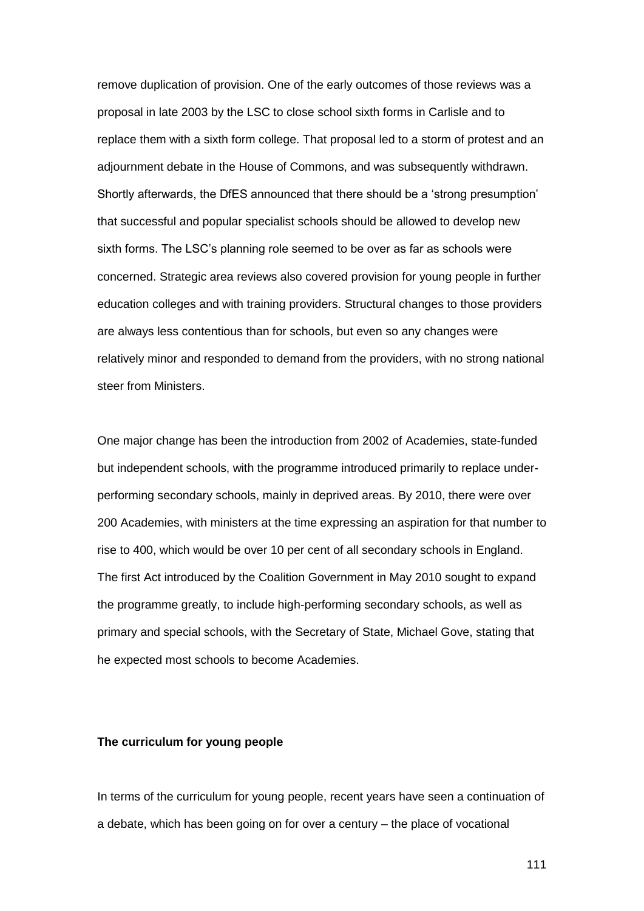remove duplication of provision. One of the early outcomes of those reviews was a proposal in late 2003 by the LSC to close school sixth forms in Carlisle and to replace them with a sixth form college. That proposal led to a storm of protest and an adjournment debate in the House of Commons, and was subsequently withdrawn. Shortly afterwards, the DfES announced that there should be a 'strong presumption' that successful and popular specialist schools should be allowed to develop new sixth forms. The LSC's planning role seemed to be over as far as schools were concerned. Strategic area reviews also covered provision for young people in further education colleges and with training providers. Structural changes to those providers are always less contentious than for schools, but even so any changes were relatively minor and responded to demand from the providers, with no strong national steer from Ministers.

One major change has been the introduction from 2002 of Academies, state-funded but independent schools, with the programme introduced primarily to replace under-performing secondary schools, mainly in deprived areas. By 2010, there were over 200 Academies, with ministers at the time expressing an aspiration for that number to rise to 400, which would be over 10 per cent of all secondary schools in England. The first Act introduced by the Coalition Government in May 2010 sought to expand the programme greatly, to include high-performing secondary schools, as well as primary and special schools, with the Secretary of State, Michael Gove, stating that he expected most schools to become Academies.

**The curriculum for young people**

In terms of the curriculum for young people, recent years have seen a continuation of a debate, which has been going on for over a century – the place of vocational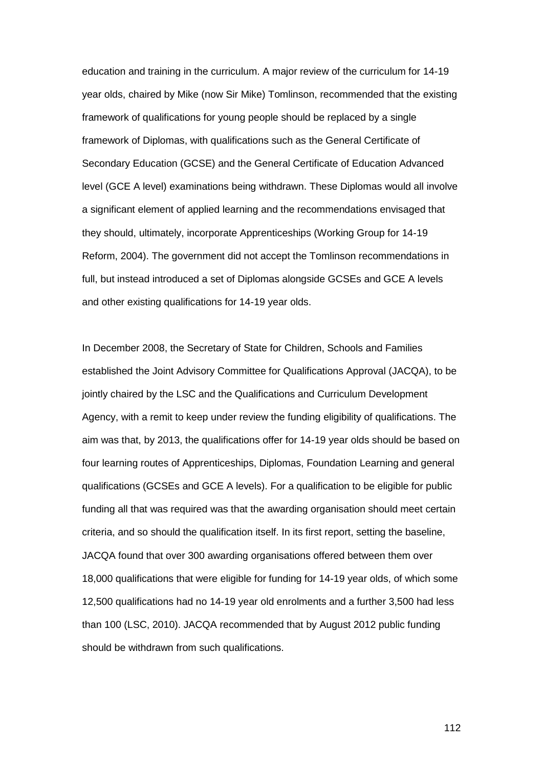education and training in the curriculum. A major review of the curriculum for 14-19 year olds, chaired by Mike (now Sir Mike) Tomlinson, recommended that the existing framework of qualifications for young people should be replaced by a single framework of Diplomas, with qualifications such as the General Certificate of Secondary Education (GCSE) and the General Certificate of Education Advanced level (GCE A level) examinations being withdrawn. These Diplomas would all involve a significant element of applied learning and the recommendations envisaged that they should, ultimately, incorporate Apprenticeships (Working Group for 14-19 Reform, 2004). The government did not accept the Tomlinson recommendations in full, but instead introduced a set of Diplomas alongside GCSEs and GCE A levels and other existing qualifications for 14-19 year olds.

In December 2008, the Secretary of State for Children, Schools and Families established the Joint Advisory Committee for Qualifications Approval (JACQA), to be jointly chaired by the LSC and the Qualifications and Curriculum Development Agency, with a remit to keep under review the funding eligibility of qualifications. The aim was that, by 2013, the qualifications offer for 14-19 year olds should be based on four learning routes of Apprenticeships, Diplomas, Foundation Learning and general qualifications (GCSEs and GCE A levels). For a qualification to be eligible for public funding all that was required was that the awarding organisation should meet certain criteria, and so should the qualification itself. In its first report, setting the baseline, JACQA found that over 300 awarding organisations offered between them over 18,000 qualifications that were eligible for funding for 14-19 year olds, of which some 12,500 qualifications had no 14-19 year old enrolments and a further 3,500 had less than 100 (LSC, 2010). JACQA recommended that by August 2012 public funding should be withdrawn from such qualifications.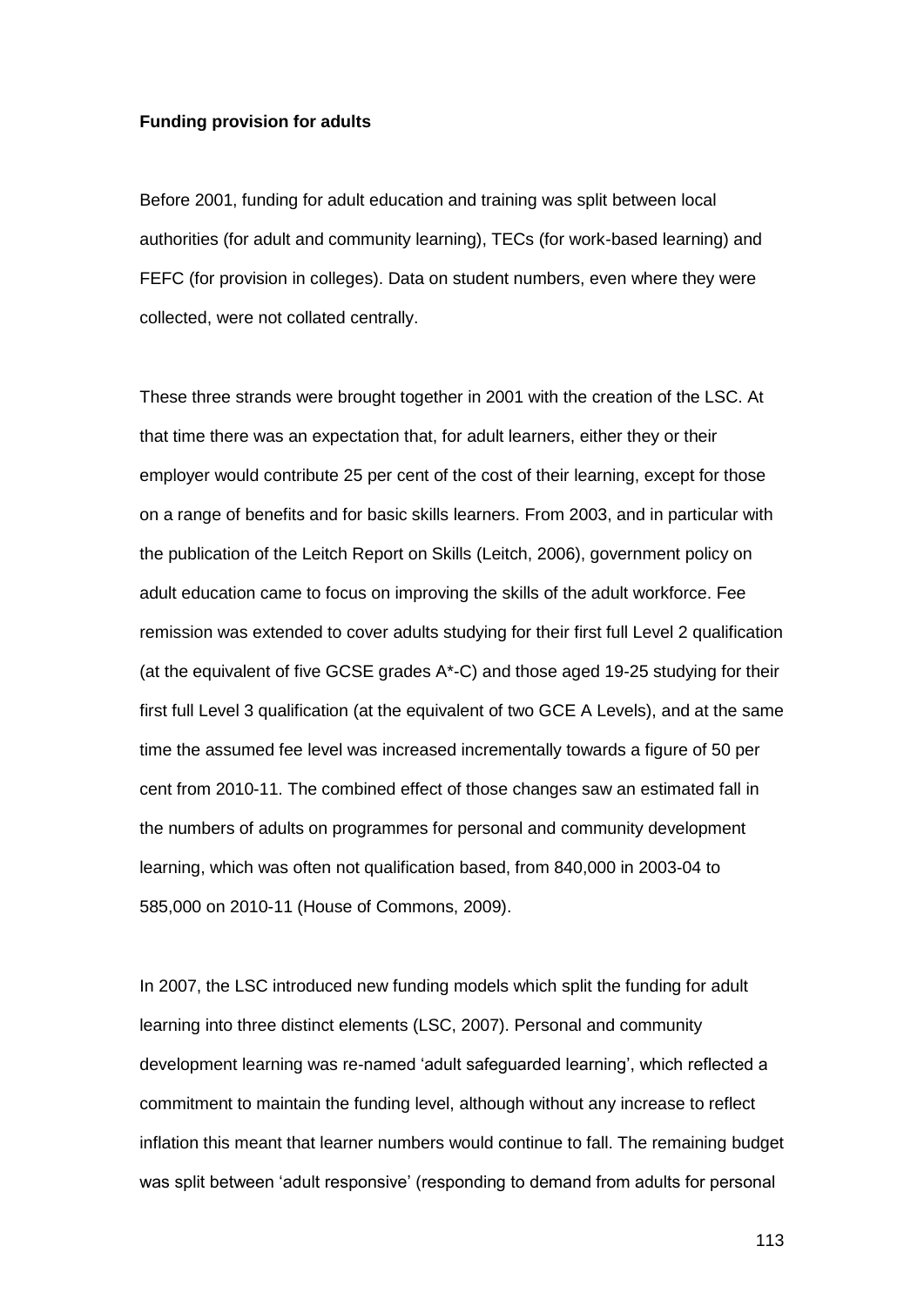**Funding provision for adults**

Before 2001, funding for adult education and training was split between local authorities (for adult and community learning), TECs (for work-based learning) and FEFC (for provision in colleges). Data on student numbers, even where they were collected, were not collated centrally.

These three strands were brought together in 2001 with the creation of the LSC. At that time there was an expectation that, for adult learners, either they or their employer would contribute 25 per cent of the cost of their learning, except for those on a range of benefits and for basic skills learners. From 2003, and in particular with the publication of the Leitch Report on Skills (Leitch, 2006), government policy on adult education came to focus on improving the skills of the adult workforce. Fee remission was extended to cover adults studying for their first full Level 2 qualification (at the equivalent of five GCSE grades A*-C) and those aged 19-25 studying for their first full Level 3 qualification (at the equivalent of two GCE A Levels), and at the same time the assumed fee level was increased incrementally towards a figure of 50 per cent from 2010-11. The combined effect of those changes saw an estimated fall in the numbers of adults on programmes for personal and community development learning, which was often not qualification based, from 840,000 in 2003-04 to 585,000 on 2010-11 (House of Commons, 2009).

In 2007, the LSC introduced new funding models which split the funding for adult learning into three distinct elements (LSC, 2007). Personal and community development learning was re-named 'adult safeguarded learning', which reflected a commitment to maintain the funding level, although without any increase to reflect inflation this meant that learner numbers would continue to fall. The remaining budget was split between 'adult responsive' (responding to demand from adults for personal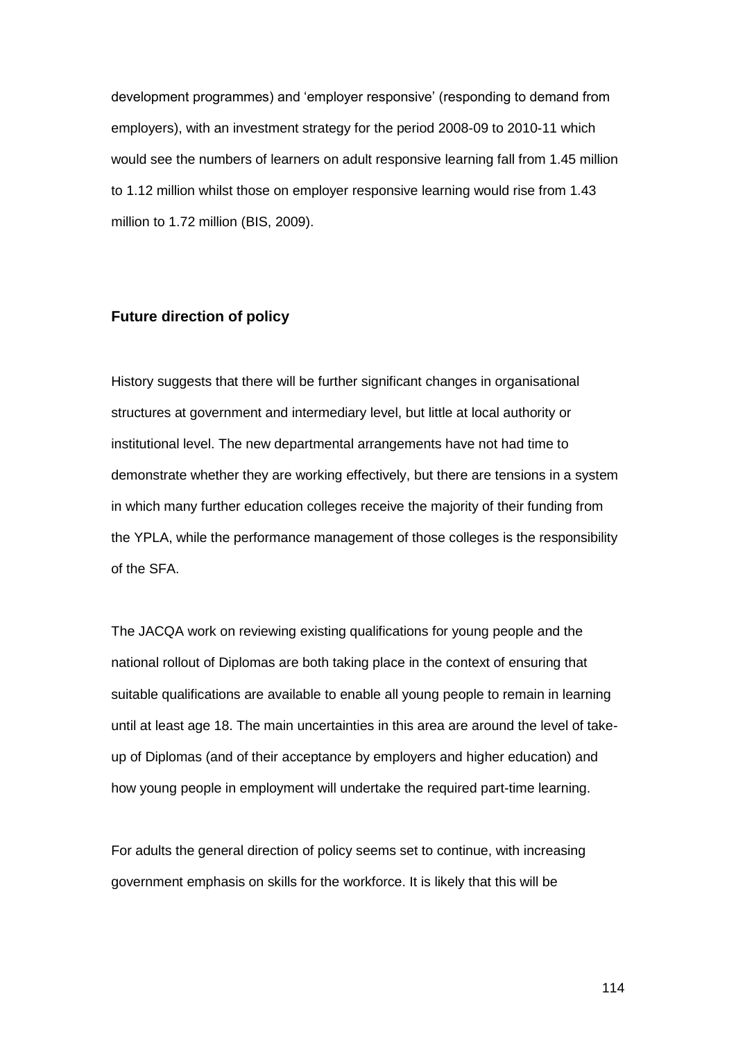development programmes) and 'employer responsive' (responding to demand from employers), with an investment strategy for the period 2008-09 to 2010-11 which would see the numbers of learners on adult responsive learning fall from 1.45 million to 1.12 million whilst those on employer responsive learning would rise from 1.43 million to 1.72 million (BIS, 2009).

## Future direction of policy

History suggests that there will be further significant changes in organisational structures at government and intermediary level, but little at local authority or institutional level. The new departmental arrangements have not had time to demonstrate whether they are working effectively, but there are tensions in a system in which many further education colleges receive the majority of their funding from the YPLA, while the performance management of those colleges is the responsibility of the SFA.

The JACQA work on reviewing existing qualifications for young people and the national rollout of Diplomas are both taking place in the context of ensuring that suitable qualifications are available to enable all young people to remain in learning until at least age 18. The main uncertainties in this area are around the level of take-up of Diplomas (and of their acceptance by employers and higher education) and how young people in employment will undertake the required part-time learning.

For adults the general direction of policy seems set to continue, with increasing government emphasis on skills for the workforce. It is likely that this will be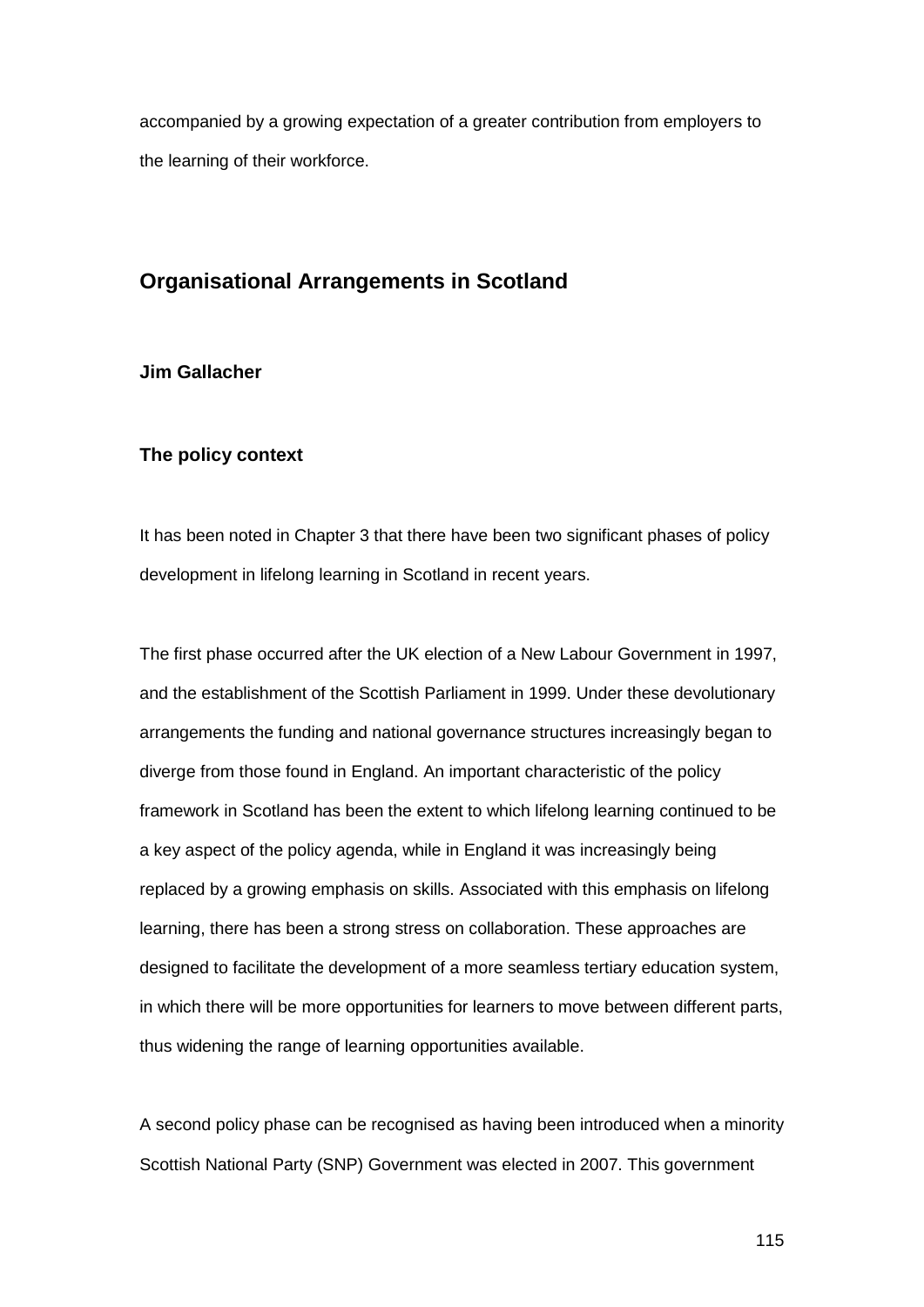accompanied by a growing expectation of a greater contribution from employers to the learning of their workforce.

## Organisational Arrangements in Scotland

**Jim Gallacher**

### The policy context

It has been noted in Chapter 3 that there have been two significant phases of policy development in lifelong learning in Scotland in recent years.

The first phase occurred after the UK election of a New Labour Government in 1997, and the establishment of the Scottish Parliament in 1999. Under these devolutionary arrangements the funding and national governance structures increasingly began to diverge from those found in England. An important characteristic of the policy framework in Scotland has been the extent to which lifelong learning continued to be a key aspect of the policy agenda, while in England it was increasingly being replaced by a growing emphasis on skills. Associated with this emphasis on lifelong learning, there has been a strong stress on collaboration. These approaches are designed to facilitate the development of a more seamless tertiary education system, in which there will be more opportunities for learners to move between different parts, thus widening the range of learning opportunities available.

A second policy phase can be recognised as having been introduced when a minority Scottish National Party (SNP) Government was elected in 2007. This government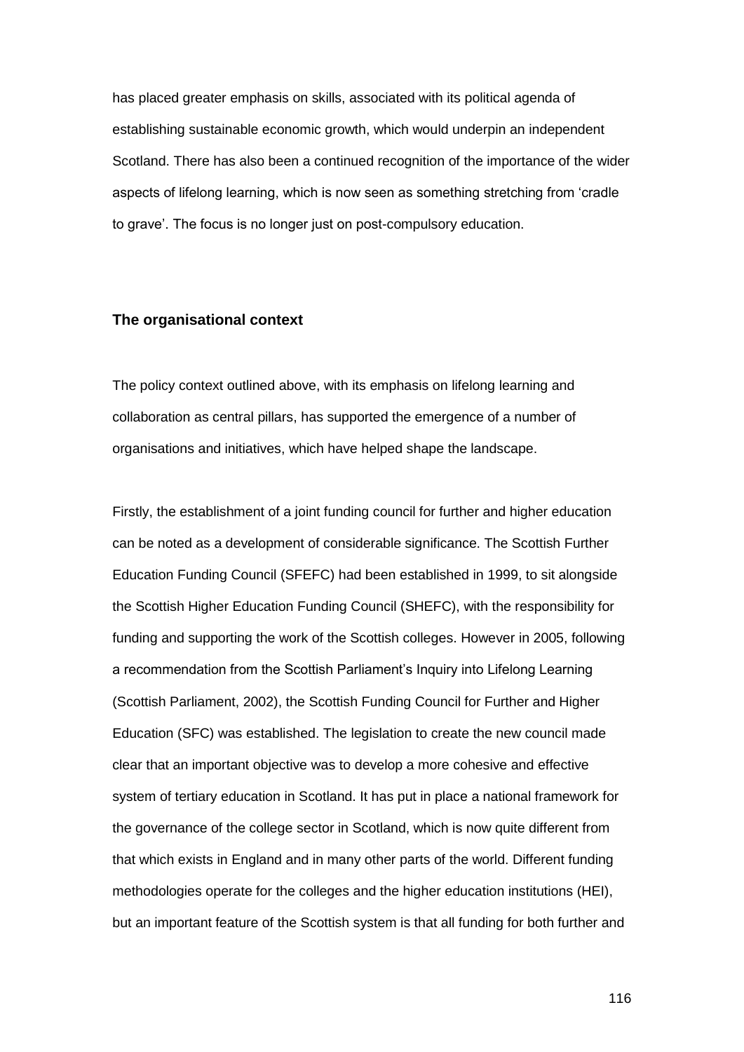has placed greater emphasis on skills, associated with its political agenda of establishing sustainable economic growth, which would underpin an independent Scotland. There has also been a continued recognition of the importance of the wider aspects of lifelong learning, which is now seen as something stretching from 'cradle to grave'. The focus is no longer just on post-compulsory education.

### The organisational context

The policy context outlined above, with its emphasis on lifelong learning and collaboration as central pillars, has supported the emergence of a number of organisations and initiatives, which have helped shape the landscape.

Firstly, the establishment of a joint funding council for further and higher education can be noted as a development of considerable significance. The Scottish Further Education Funding Council (SFEFC) had been established in 1999, to sit alongside the Scottish Higher Education Funding Council (SHEFC), with the responsibility for funding and supporting the work of the Scottish colleges. However in 2005, following a recommendation from the Scottish Parliament's Inquiry into Lifelong Learning (Scottish Parliament, 2002), the Scottish Funding Council for Further and Higher Education (SFC) was established. The legislation to create the new council made clear that an important objective was to develop a more cohesive and effective system of tertiary education in Scotland. It has put in place a national framework for the governance of the college sector in Scotland, which is now quite different from that which exists in England and in many other parts of the world. Different funding methodologies operate for the colleges and the higher education institutions (HEI), but an important feature of the Scottish system is that all funding for both further and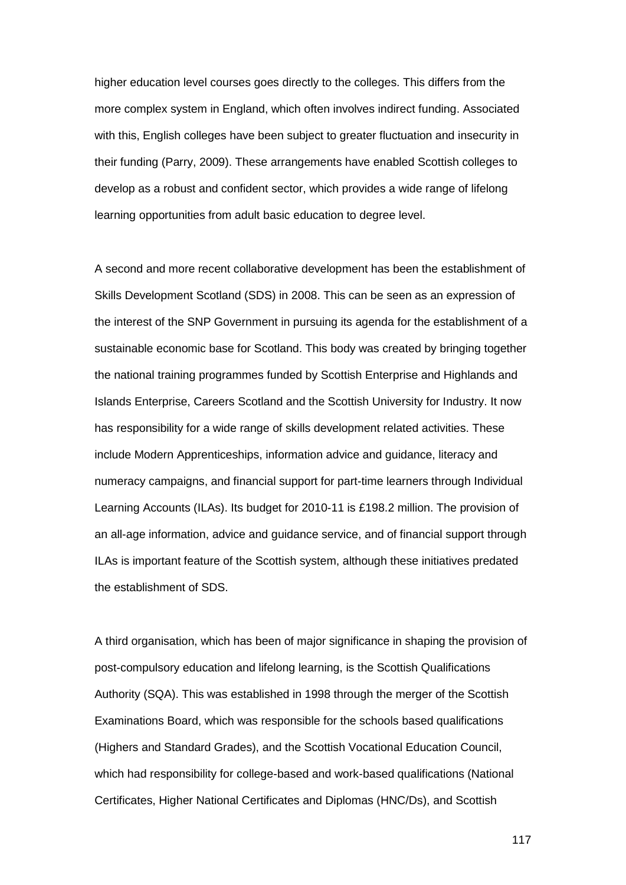higher education level courses goes directly to the colleges. This differs from the more complex system in England, which often involves indirect funding. Associated with this, English colleges have been subject to greater fluctuation and insecurity in their funding (Parry, 2009). These arrangements have enabled Scottish colleges to develop as a robust and confident sector, which provides a wide range of lifelong learning opportunities from adult basic education to degree level.

A second and more recent collaborative development has been the establishment of Skills Development Scotland (SDS) in 2008. This can be seen as an expression of the interest of the SNP Government in pursuing its agenda for the establishment of a sustainable economic base for Scotland. This body was created by bringing together the national training programmes funded by Scottish Enterprise and Highlands and Islands Enterprise, Careers Scotland and the Scottish University for Industry. It now has responsibility for a wide range of skills development related activities. These include Modern Apprenticeships, information advice and guidance, literacy and numeracy campaigns, and financial support for part-time learners through Individual Learning Accounts (ILAs). Its budget for 2010-11 is £198.2 million. The provision of an all-age information, advice and guidance service, and of financial support through ILAs is important feature of the Scottish system, although these initiatives predated the establishment of SDS.

A third organisation, which has been of major significance in shaping the provision of post-compulsory education and lifelong learning, is the Scottish Qualifications Authority (SQA). This was established in 1998 through the merger of the Scottish Examinations Board, which was responsible for the schools based qualifications (Highers and Standard Grades), and the Scottish Vocational Education Council, which had responsibility for college-based and work-based qualifications (National Certificates, Higher National Certificates and Diplomas (HNC/Ds), and Scottish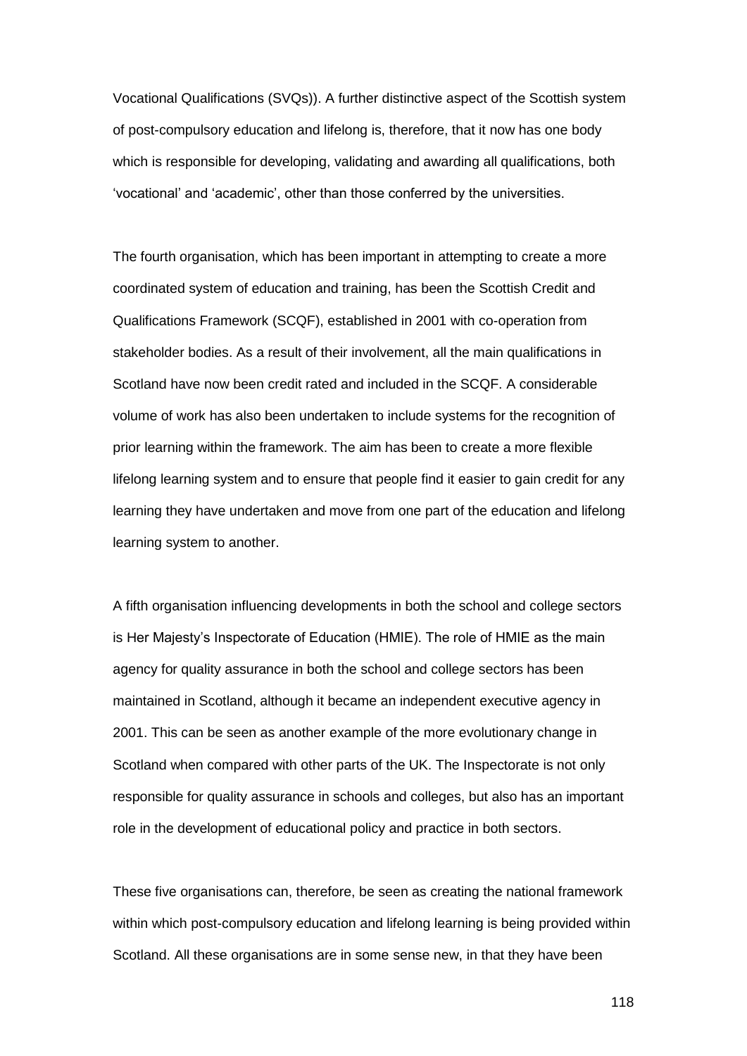Vocational Qualifications (SVQs)). A further distinctive aspect of the Scottish system of post-compulsory education and lifelong is, therefore, that it now has one body which is responsible for developing, validating and awarding all qualifications, both 'vocational' and 'academic', other than those conferred by the universities.

The fourth organisation, which has been important in attempting to create a more coordinated system of education and training, has been the Scottish Credit and Qualifications Framework (SCQF), established in 2001 with co-operation from stakeholder bodies. As a result of their involvement, all the main qualifications in Scotland have now been credit rated and included in the SCQF. A considerable volume of work has also been undertaken to include systems for the recognition of prior learning within the framework. The aim has been to create a more flexible lifelong learning system and to ensure that people find it easier to gain credit for any learning they have undertaken and move from one part of the education and lifelong learning system to another.

A fifth organisation influencing developments in both the school and college sectors is Her Majesty's Inspectorate of Education (HMIE). The role of HMIE as the main agency for quality assurance in both the school and college sectors has been maintained in Scotland, although it became an independent executive agency in 2001. This can be seen as another example of the more evolutionary change in Scotland when compared with other parts of the UK. The Inspectorate is not only responsible for quality assurance in schools and colleges, but also has an important role in the development of educational policy and practice in both sectors.

These five organisations can, therefore, be seen as creating the national framework within which post-compulsory education and lifelong learning is being provided within Scotland. All these organisations are in some sense new, in that they have been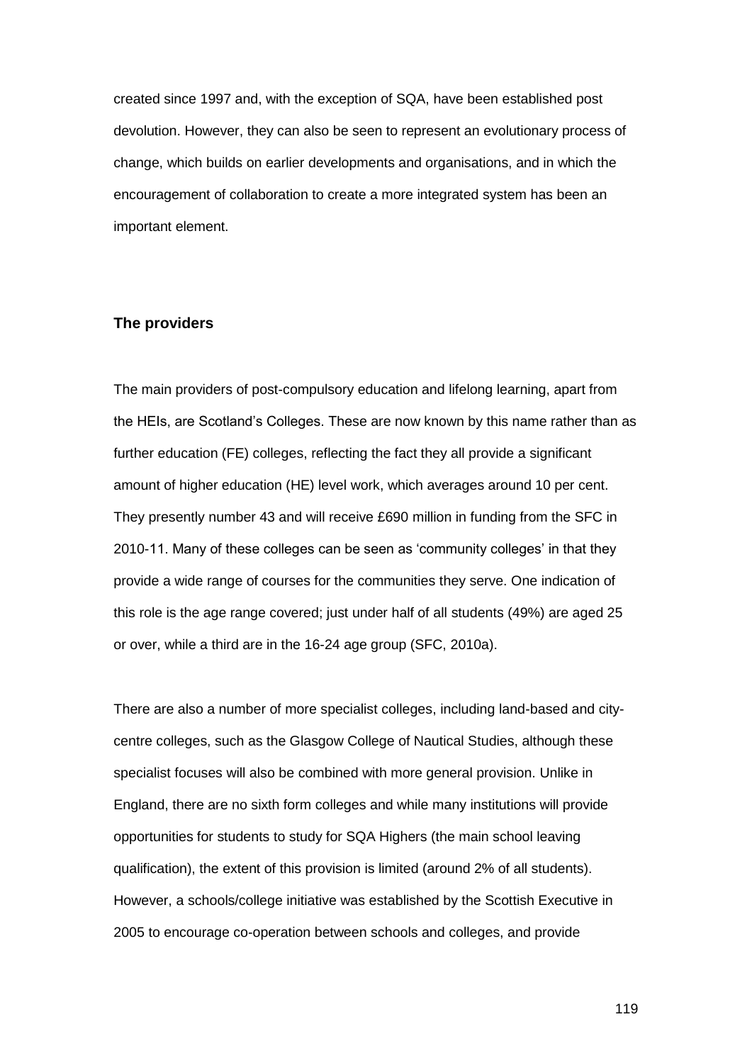created since 1997 and, with the exception of SQA, have been established post devolution. However, they can also be seen to represent an evolutionary process of change, which builds on earlier developments and organisations, and in which the encouragement of collaboration to create a more integrated system has been an important element.

### The providers

The main providers of post-compulsory education and lifelong learning, apart from the HEIs, are Scotland's Colleges. These are now known by this name rather than as further education (FE) colleges, reflecting the fact they all provide a significant amount of higher education (HE) level work, which averages around 10 per cent. They presently number 43 and will receive £690 million in funding from the SFC in 2010-11. Many of these colleges can be seen as 'community colleges' in that they provide a wide range of courses for the communities they serve. One indication of this role is the age range covered; just under half of all students (49%) are aged 25 or over, while a third are in the 16-24 age group (SFC, 2010a).

There are also a number of more specialist colleges, including land-based and city-centre colleges, such as the Glasgow College of Nautical Studies, although these specialist focuses will also be combined with more general provision. Unlike in England, there are no sixth form colleges and while many institutions will provide opportunities for students to study for SQA Highers (the main school leaving qualification), the extent of this provision is limited (around 2% of all students). However, a schools/college initiative was established by the Scottish Executive in 2005 to encourage co-operation between schools and colleges, and provide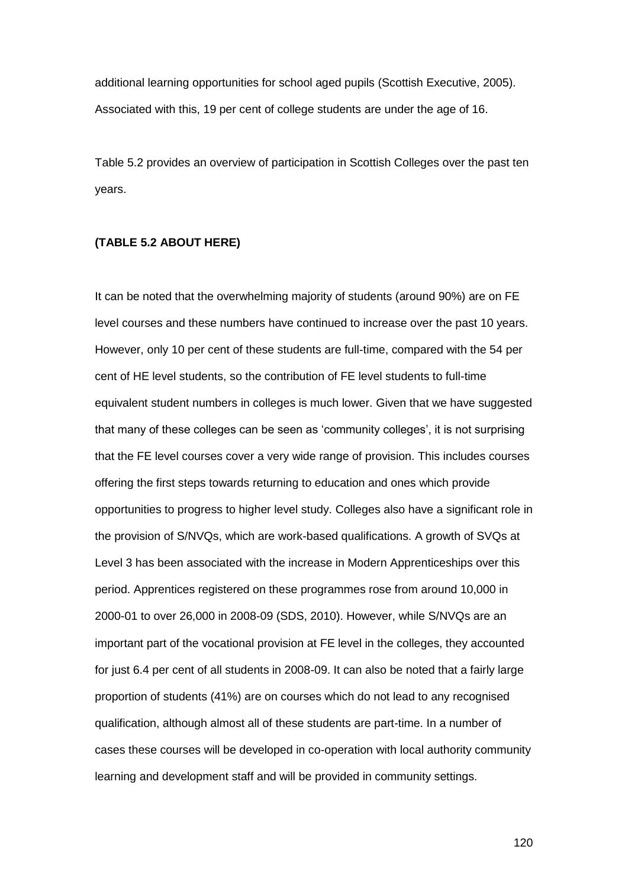additional learning opportunities for school aged pupils (Scottish Executive, 2005). Associated with this, 19 per cent of college students are under the age of 16.

Table 5.2 provides an overview of participation in Scottish Colleges over the past ten years.

**(TABLE 5.2 ABOUT HERE)**

It can be noted that the overwhelming majority of students (around 90%) are on FE level courses and these numbers have continued to increase over the past 10 years. However, only 10 per cent of these students are full-time, compared with the 54 per cent of HE level students, so the contribution of FE level students to full-time equivalent student numbers in colleges is much lower. Given that we have suggested that many of these colleges can be seen as 'community colleges', it is not surprising that the FE level courses cover a very wide range of provision. This includes courses offering the first steps towards returning to education and ones which provide opportunities to progress to higher level study. Colleges also have a significant role in the provision of S/NVQs, which are work-based qualifications. A growth of SVQs at Level 3 has been associated with the increase in Modern Apprenticeships over this period. Apprentices registered on these programmes rose from around 10,000 in 2000-01 to over 26,000 in 2008-09 (SDS, 2010). However, while S/NVQs are an important part of the vocational provision at FE level in the colleges, they accounted for just 6.4 per cent of all students in 2008-09. It can also be noted that a fairly large proportion of students (41%) are on courses which do not lead to any recognised qualification, although almost all of these students are part-time. In a number of cases these courses will be developed in co-operation with local authority community learning and development staff and will be provided in community settings.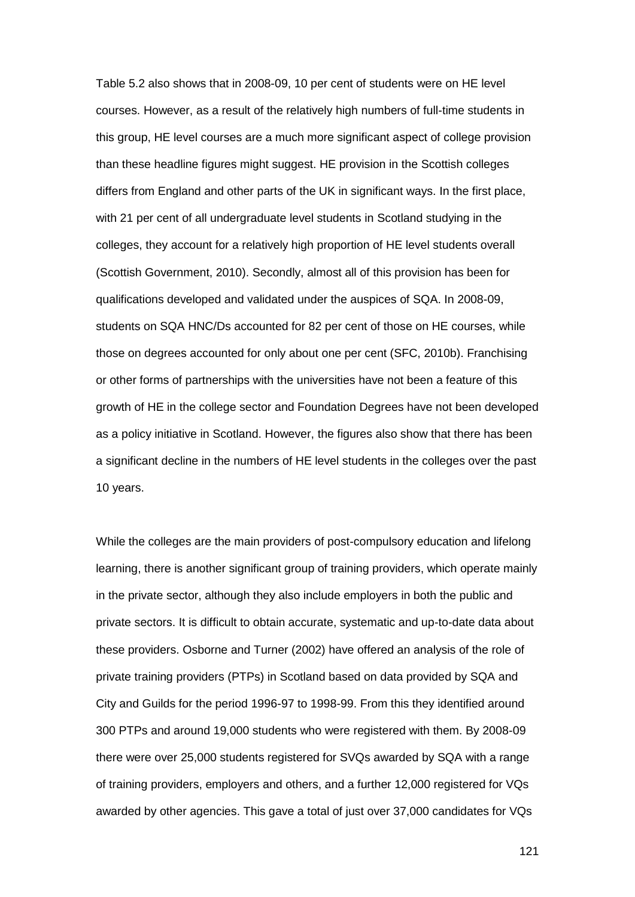Table 5.2 also shows that in 2008-09, 10 per cent of students were on HE level courses. However, as a result of the relatively high numbers of full-time students in this group, HE level courses are a much more significant aspect of college provision than these headline figures might suggest. HE provision in the Scottish colleges differs from England and other parts of the UK in significant ways. In the first place, with 21 per cent of all undergraduate level students in Scotland studying in the colleges, they account for a relatively high proportion of HE level students overall (Scottish Government, 2010). Secondly, almost all of this provision has been for qualifications developed and validated under the auspices of SQA. In 2008-09, students on SQA HNC/Ds accounted for 82 per cent of those on HE courses, while those on degrees accounted for only about one per cent (SFC, 2010b). Franchising or other forms of partnerships with the universities have not been a feature of this growth of HE in the college sector and Foundation Degrees have not been developed as a policy initiative in Scotland. However, the figures also show that there has been a significant decline in the numbers of HE level students in the colleges over the past 10 years.

While the colleges are the main providers of post-compulsory education and lifelong learning, there is another significant group of training providers, which operate mainly in the private sector, although they also include employers in both the public and private sectors. It is difficult to obtain accurate, systematic and up-to-date data about these providers. Osborne and Turner (2002) have offered an analysis of the role of private training providers (PTPs) in Scotland based on data provided by SQA and City and Guilds for the period 1996-97 to 1998-99. From this they identified around 300 PTPs and around 19,000 students who were registered with them. By 2008-09 there were over 25,000 students registered for SVQs awarded by SQA with a range of training providers, employers and others, and a further 12,000 registered for VQs awarded by other agencies. This gave a total of just over 37,000 candidates for VQs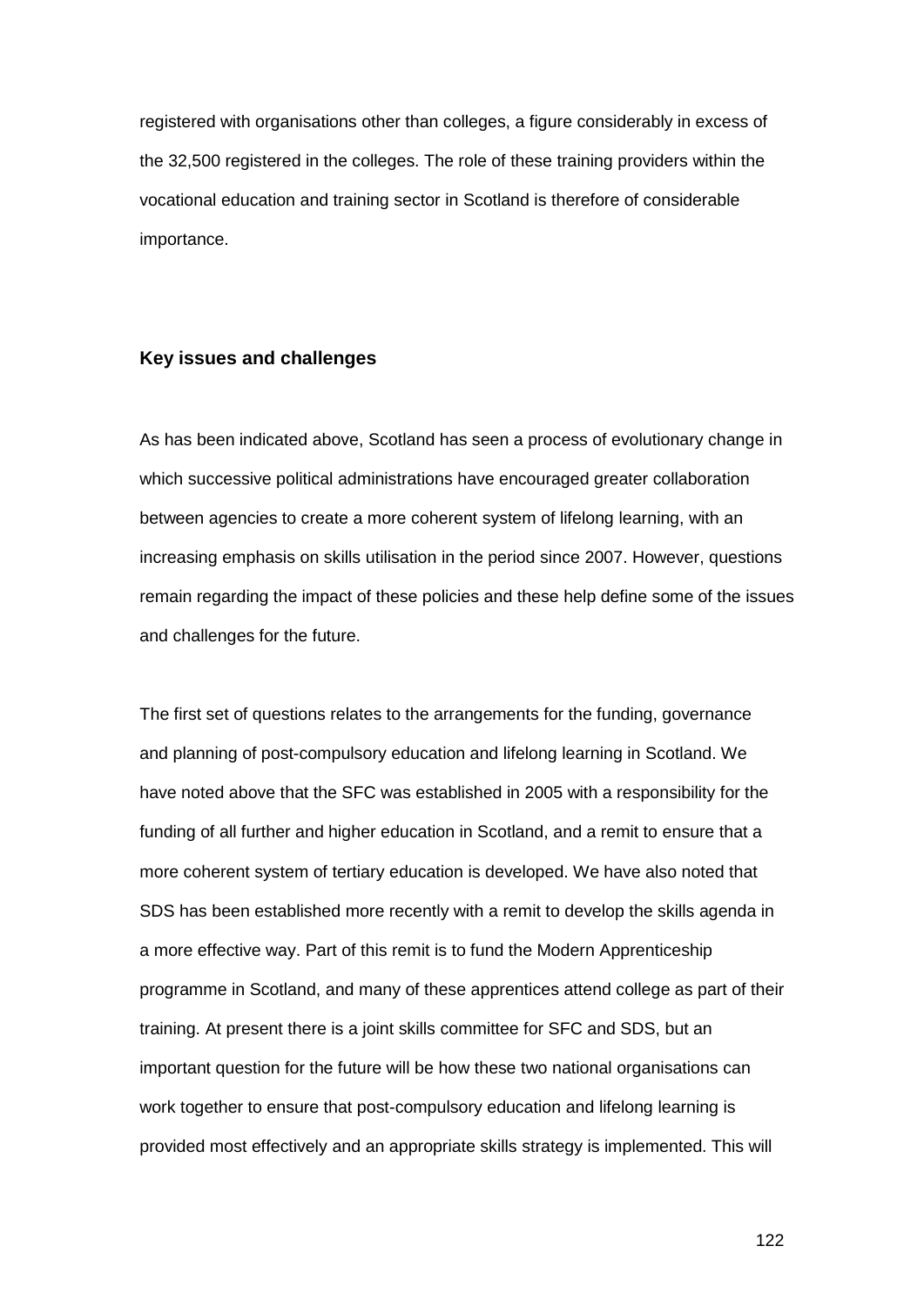registered with organisations other than colleges, a figure considerably in excess of the 32,500 registered in the colleges. The role of these training providers within the vocational education and training sector in Scotland is therefore of considerable importance.

## Key issues and challenges

As has been indicated above, Scotland has seen a process of evolutionary change in which successive political administrations have encouraged greater collaboration between agencies to create a more coherent system of lifelong learning, with an increasing emphasis on skills utilisation in the period since 2007. However, questions remain regarding the impact of these policies and these help define some of the issues and challenges for the future.

The first set of questions relates to the arrangements for the funding, governance and planning of post-compulsory education and lifelong learning in Scotland. We have noted above that the SFC was established in 2005 with a responsibility for the funding of all further and higher education in Scotland, and a remit to ensure that a more coherent system of tertiary education is developed. We have also noted that SDS has been established more recently with a remit to develop the skills agenda in a more effective way. Part of this remit is to fund the Modern Apprenticeship programme in Scotland, and many of these apprentices attend college as part of their training. At present there is a joint skills committee for SFC and SDS, but an important question for the future will be how these two national organisations can work together to ensure that post-compulsory education and lifelong learning is provided most effectively and an appropriate skills strategy is implemented. This will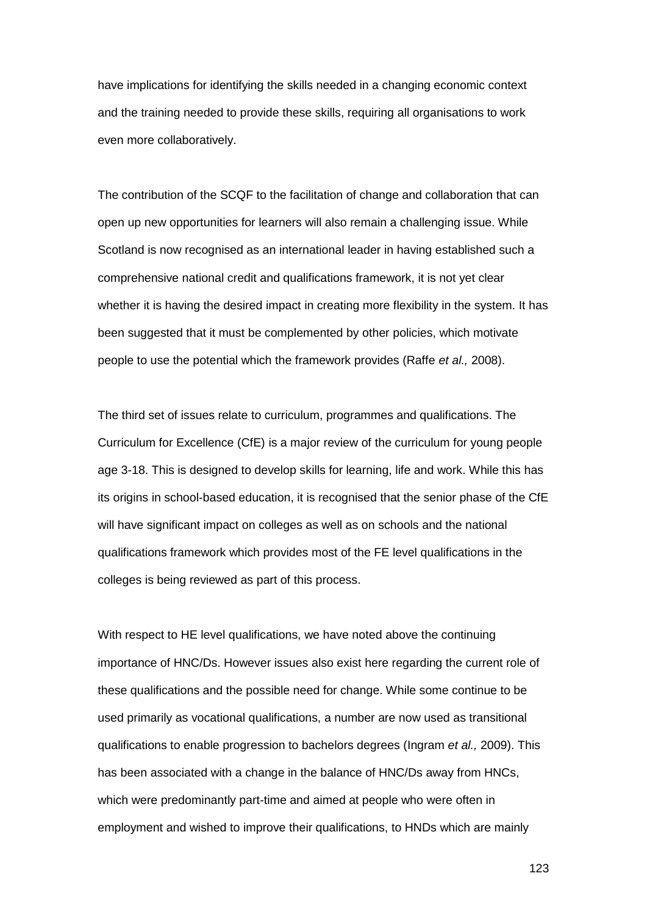have implications for identifying the skills needed in a changing economic context and the training needed to provide these skills, requiring all organisations to work even more collaboratively.

The contribution of the SCQF to the facilitation of change and collaboration that can open up new opportunities for learners will also remain a challenging issue. While Scotland is now recognised as an international leader in having established such a comprehensive national credit and qualifications framework, it is not yet clear whether it is having the desired impact in creating more flexibility in the system. It has been suggested that it must be complemented by other policies, which motivate people to use the potential which the framework provides (Raffe *et al.,* 2008).

The third set of issues relate to curriculum, programmes and qualifications. The Curriculum for Excellence (CfE) is a major review of the curriculum for young people age 3-18. This is designed to develop skills for learning, life and work. While this has its origins in school-based education, it is recognised that the senior phase of the CfE will have significant impact on colleges as well as on schools and the national qualifications framework which provides most of the FE level qualifications in the colleges is being reviewed as part of this process.

With respect to HE level qualifications, we have noted above the continuing importance of HNC/Ds. However issues also exist here regarding the current role of these qualifications and the possible need for change. While some continue to be used primarily as vocational qualifications, a number are now used as transitional qualifications to enable progression to bachelors degrees (Ingram *et al.,* 2009). This has been associated with a change in the balance of HNC/Ds away from HNCs, which were predominantly part-time and aimed at people who were often in employment and wished to improve their qualifications, to HNDs which are mainly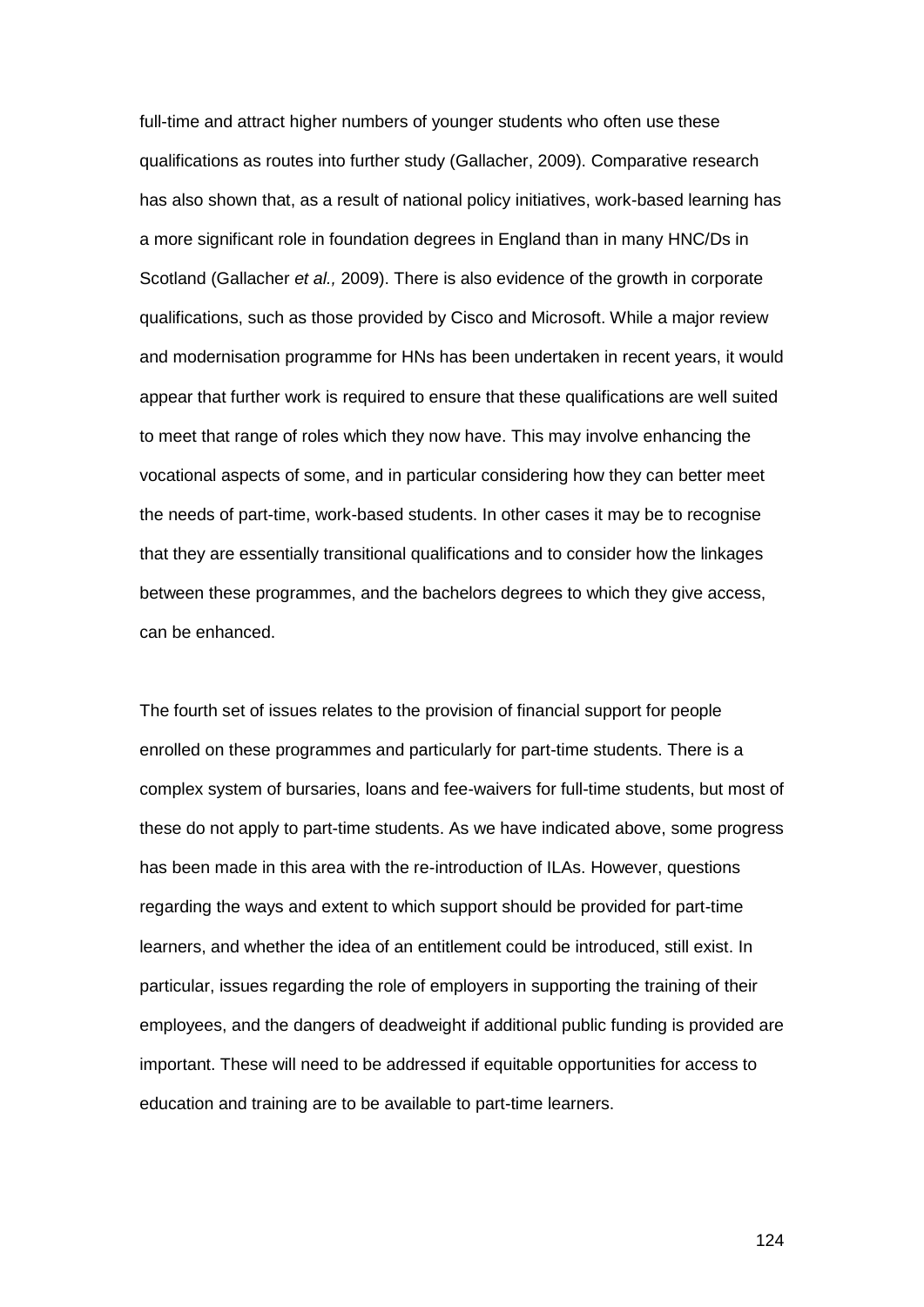full-time and attract higher numbers of younger students who often use these qualifications as routes into further study (Gallacher, 2009). Comparative research has also shown that, as a result of national policy initiatives, work-based learning has a more significant role in foundation degrees in England than in many HNC/Ds in Scotland (Gallacher *et al.,* 2009). There is also evidence of the growth in corporate qualifications, such as those provided by Cisco and Microsoft. While a major review and modernisation programme for HNs has been undertaken in recent years, it would appear that further work is required to ensure that these qualifications are well suited to meet that range of roles which they now have. This may involve enhancing the vocational aspects of some, and in particular considering how they can better meet the needs of part-time, work-based students. In other cases it may be to recognise that they are essentially transitional qualifications and to consider how the linkages between these programmes, and the bachelors degrees to which they give access, can be enhanced.

The fourth set of issues relates to the provision of financial support for people enrolled on these programmes and particularly for part-time students. There is a complex system of bursaries, loans and fee-waivers for full-time students, but most of these do not apply to part-time students. As we have indicated above, some progress has been made in this area with the re-introduction of ILAs. However, questions regarding the ways and extent to which support should be provided for part-time learners, and whether the idea of an entitlement could be introduced, still exist. In particular, issues regarding the role of employers in supporting the training of their employees, and the dangers of deadweight if additional public funding is provided are important. These will need to be addressed if equitable opportunities for access to education and training are to be available to part-time learners.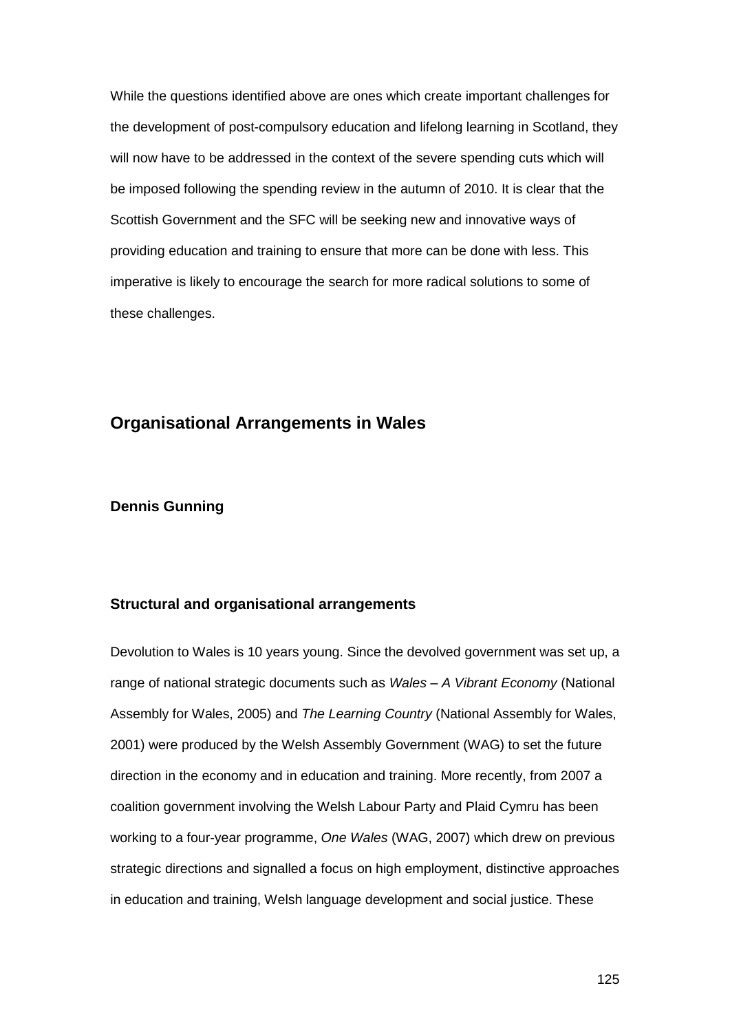While the questions identified above are ones which create important challenges for the development of post-compulsory education and lifelong learning in Scotland, they will now have to be addressed in the context of the severe spending cuts which will be imposed following the spending review in the autumn of 2010. It is clear that the Scottish Government and the SFC will be seeking new and innovative ways of providing education and training to ensure that more can be done with less. This imperative is likely to encourage the search for more radical solutions to some of these challenges.

## Organisational Arrangements in Wales

**Dennis Gunning**

### Structural and organisational arrangements

Devolution to Wales is 10 years young. Since the devolved government was set up, a range of national strategic documents such as *Wales – A Vibrant Economy* (National Assembly for Wales, 2005) and *The Learning Country* (National Assembly for Wales, 2001) were produced by the Welsh Assembly Government (WAG) to set the future direction in the economy and in education and training. More recently, from 2007 a coalition government involving the Welsh Labour Party and Plaid Cymru has been working to a four-year programme, *One Wales* (WAG, 2007) which drew on previous strategic directions and signalled a focus on high employment, distinctive approaches in education and training, Welsh language development and social justice. These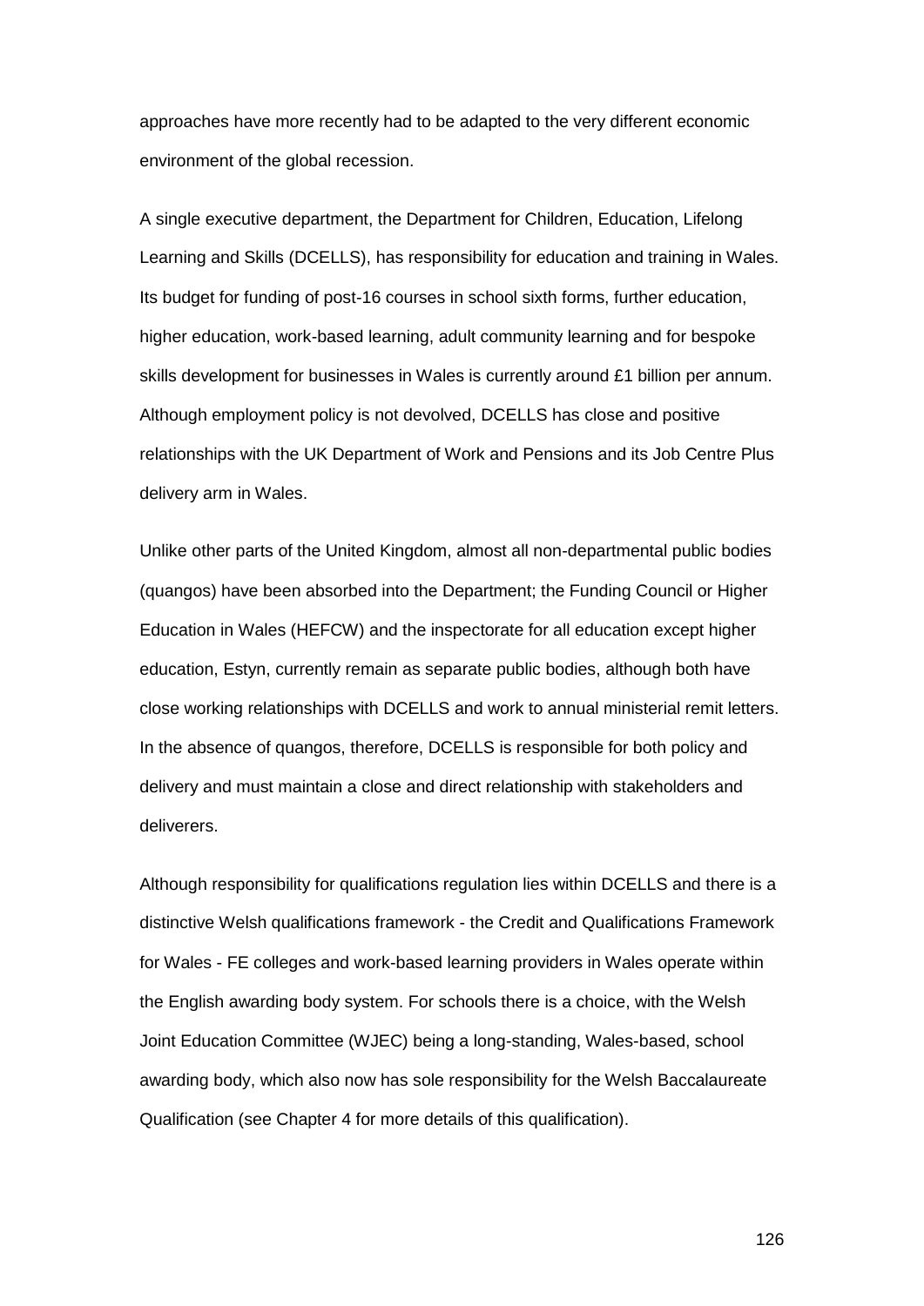approaches have more recently had to be adapted to the very different economic environment of the global recession.

A single executive department, the Department for Children, Education, Lifelong Learning and Skills (DCELLS), has responsibility for education and training in Wales. Its budget for funding of post-16 courses in school sixth forms, further education, higher education, work-based learning, adult community learning and for bespoke skills development for businesses in Wales is currently around £1 billion per annum. Although employment policy is not devolved, DCELLS has close and positive relationships with the UK Department of Work and Pensions and its Job Centre Plus delivery arm in Wales.

Unlike other parts of the United Kingdom, almost all non-departmental public bodies (quangos) have been absorbed into the Department; the Funding Council or Higher Education in Wales (HEFCW) and the inspectorate for all education except higher education, Estyn, currently remain as separate public bodies, although both have close working relationships with DCELLS and work to annual ministerial remit letters. In the absence of quangos, therefore, DCELLS is responsible for both policy and delivery and must maintain a close and direct relationship with stakeholders and deliverers.

Although responsibility for qualifications regulation lies within DCELLS and there is a distinctive Welsh qualifications framework - the Credit and Qualifications Framework for Wales - FE colleges and work-based learning providers in Wales operate within the English awarding body system. For schools there is a choice, with the Welsh Joint Education Committee (WJEC) being a long-standing, Wales-based, school awarding body, which also now has sole responsibility for the Welsh Baccalaureate Qualification (see Chapter 4 for more details of this qualification).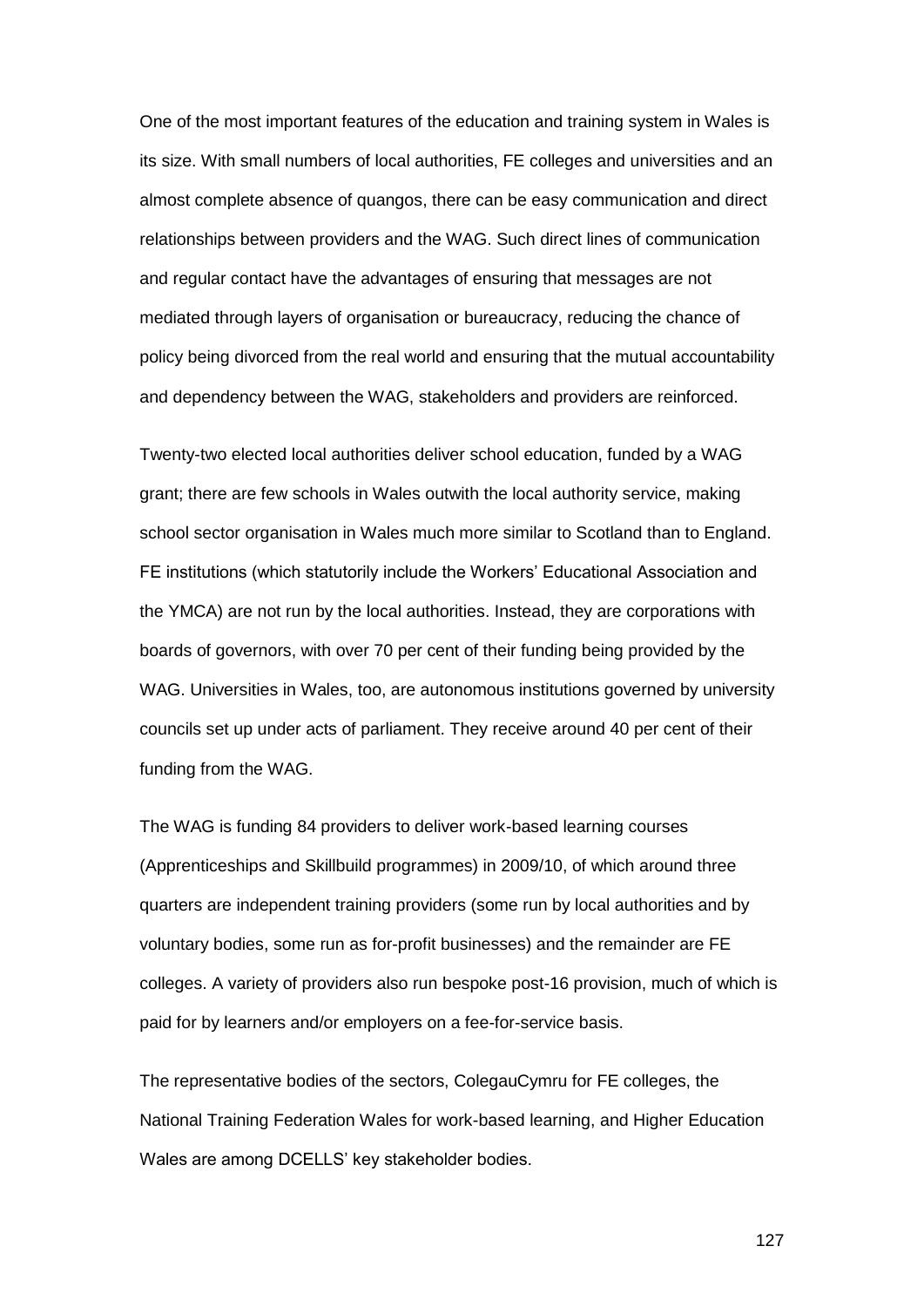One of the most important features of the education and training system in Wales is its size. With small numbers of local authorities, FE colleges and universities and an almost complete absence of quangos, there can be easy communication and direct relationships between providers and the WAG. Such direct lines of communication and regular contact have the advantages of ensuring that messages are not mediated through layers of organisation or bureaucracy, reducing the chance of policy being divorced from the real world and ensuring that the mutual accountability and dependency between the WAG, stakeholders and providers are reinforced.

Twenty-two elected local authorities deliver school education, funded by a WAG grant; there are few schools in Wales outwith the local authority service, making school sector organisation in Wales much more similar to Scotland than to England. FE institutions (which statutorily include the Workers' Educational Association and the YMCA) are not run by the local authorities. Instead, they are corporations with boards of governors, with over 70 per cent of their funding being provided by the WAG. Universities in Wales, too, are autonomous institutions governed by university councils set up under acts of parliament. They receive around 40 per cent of their funding from the WAG.

The WAG is funding 84 providers to deliver work-based learning courses (Apprenticeships and Skillbuild programmes) in 2009/10, of which around three quarters are independent training providers (some run by local authorities and by voluntary bodies, some run as for-profit businesses) and the remainder are FE colleges. A variety of providers also run bespoke post-16 provision, much of which is paid for by learners and/or employers on a fee-for-service basis.

The representative bodies of the sectors, ColegauCymru for FE colleges, the National Training Federation Wales for work-based learning, and Higher Education Wales are among DCELLS' key stakeholder bodies.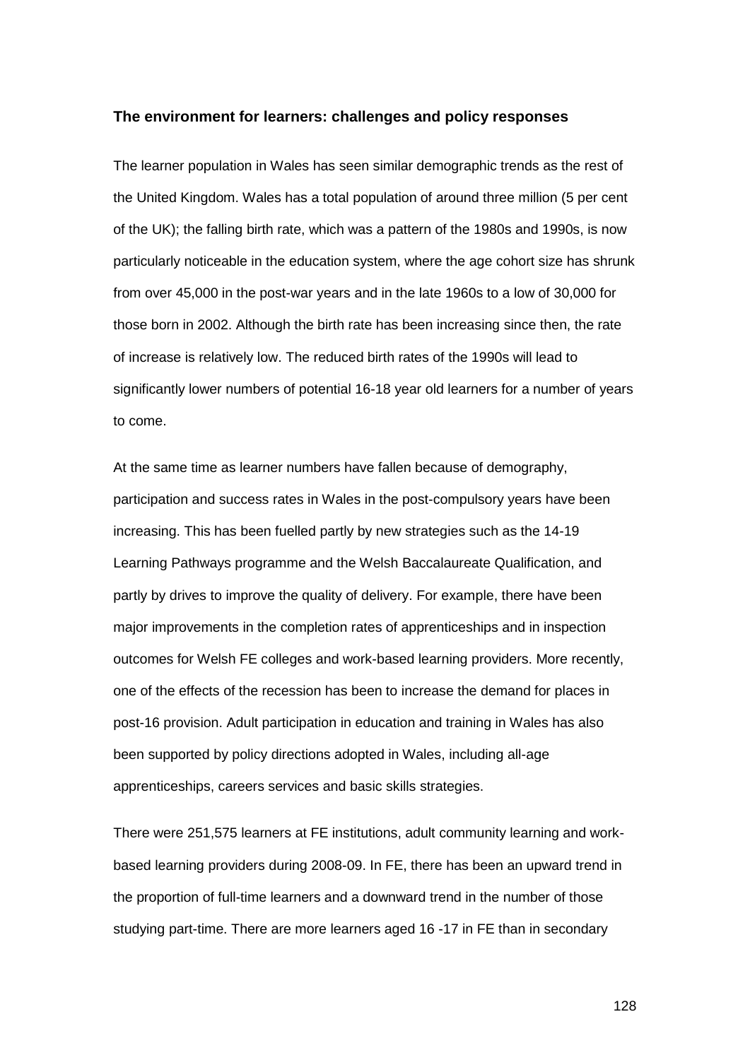**The environment for learners: challenges and policy responses**

The learner population in Wales has seen similar demographic trends as the rest of the United Kingdom. Wales has a total population of around three million (5 per cent of the UK); the falling birth rate, which was a pattern of the 1980s and 1990s, is now particularly noticeable in the education system, where the age cohort size has shrunk from over 45,000 in the post-war years and in the late 1960s to a low of 30,000 for those born in 2002. Although the birth rate has been increasing since then, the rate of increase is relatively low. The reduced birth rates of the 1990s will lead to significantly lower numbers of potential 16-18 year old learners for a number of years to come.

At the same time as learner numbers have fallen because of demography, participation and success rates in Wales in the post-compulsory years have been increasing. This has been fuelled partly by new strategies such as the 14-19 Learning Pathways programme and the Welsh Baccalaureate Qualification, and partly by drives to improve the quality of delivery. For example, there have been major improvements in the completion rates of apprenticeships and in inspection outcomes for Welsh FE colleges and work-based learning providers. More recently, one of the effects of the recession has been to increase the demand for places in post-16 provision. Adult participation in education and training in Wales has also been supported by policy directions adopted in Wales, including all-age apprenticeships, careers services and basic skills strategies.

There were 251,575 learners at FE institutions, adult community learning and work-based learning providers during 2008-09. In FE, there has been an upward trend in the proportion of full-time learners and a downward trend in the number of those studying part-time. There are more learners aged 16 -17 in FE than in secondary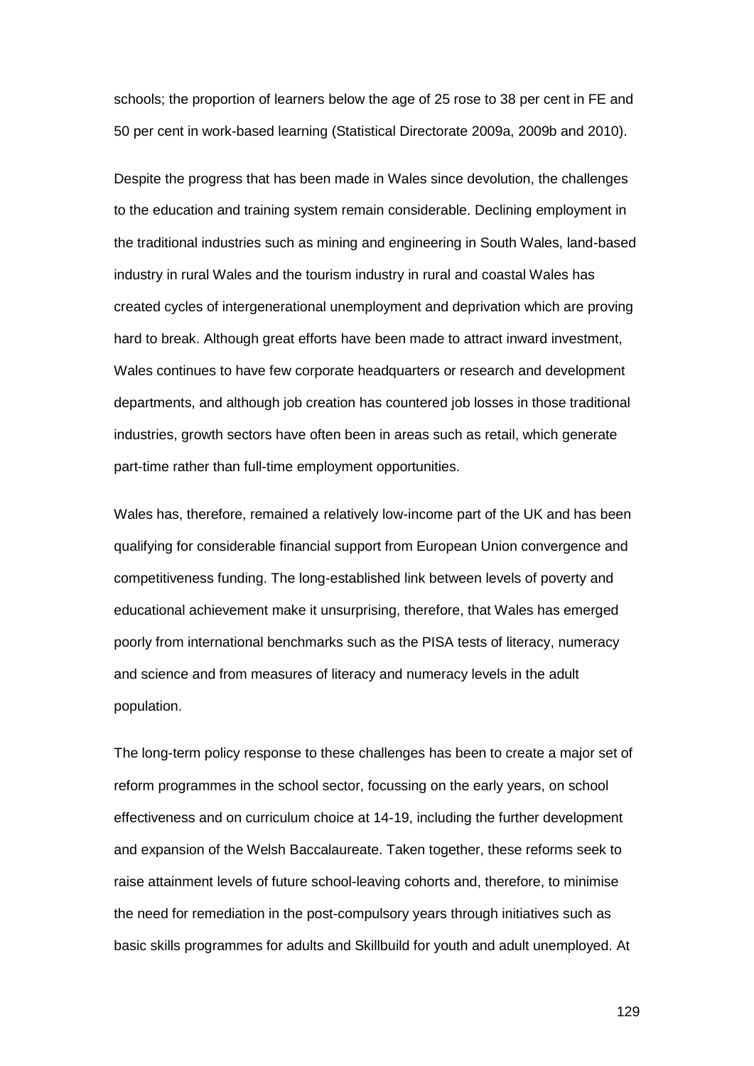schools; the proportion of learners below the age of 25 rose to 38 per cent in FE and 50 per cent in work-based learning (Statistical Directorate 2009a, 2009b and 2010).

Despite the progress that has been made in Wales since devolution, the challenges to the education and training system remain considerable. Declining employment in the traditional industries such as mining and engineering in South Wales, land-based industry in rural Wales and the tourism industry in rural and coastal Wales has created cycles of intergenerational unemployment and deprivation which are proving hard to break. Although great efforts have been made to attract inward investment, Wales continues to have few corporate headquarters or research and development departments, and although job creation has countered job losses in those traditional industries, growth sectors have often been in areas such as retail, which generate part-time rather than full-time employment opportunities.

Wales has, therefore, remained a relatively low-income part of the UK and has been qualifying for considerable financial support from European Union convergence and competitiveness funding. The long-established link between levels of poverty and educational achievement make it unsurprising, therefore, that Wales has emerged poorly from international benchmarks such as the PISA tests of literacy, numeracy and science and from measures of literacy and numeracy levels in the adult population.

The long-term policy response to these challenges has been to create a major set of reform programmes in the school sector, focussing on the early years, on school effectiveness and on curriculum choice at 14-19, including the further development and expansion of the Welsh Baccalaureate. Taken together, these reforms seek to raise attainment levels of future school-leaving cohorts and, therefore, to minimise the need for remediation in the post-compulsory years through initiatives such as basic skills programmes for adults and Skillbuild for youth and adult unemployed. At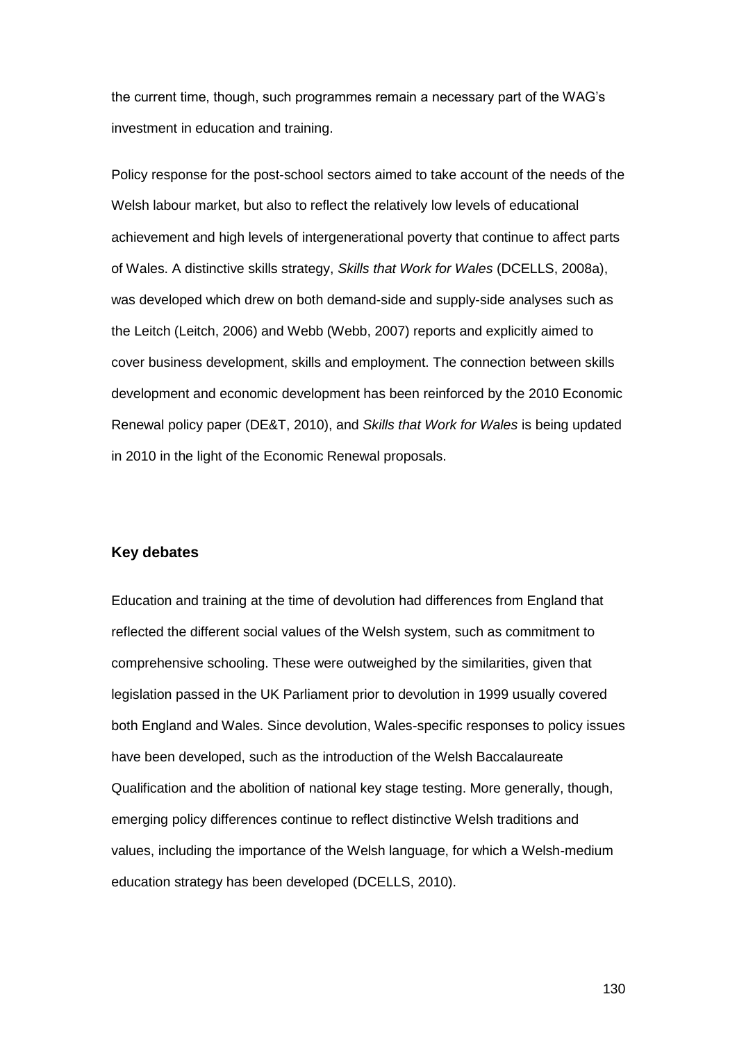the current time, though, such programmes remain a necessary part of the WAG's investment in education and training.

Policy response for the post-school sectors aimed to take account of the needs of the Welsh labour market, but also to reflect the relatively low levels of educational achievement and high levels of intergenerational poverty that continue to affect parts of Wales. A distinctive skills strategy, *Skills that Work for Wales* (DCELLS, 2008a), was developed which drew on both demand-side and supply-side analyses such as the Leitch (Leitch, 2006) and Webb (Webb, 2007) reports and explicitly aimed to cover business development, skills and employment. The connection between skills development and economic development has been reinforced by the 2010 Economic Renewal policy paper (DE&T, 2010), and *Skills that Work for Wales* is being updated in 2010 in the light of the Economic Renewal proposals.

## Key debates

Education and training at the time of devolution had differences from England that reflected the different social values of the Welsh system, such as commitment to comprehensive schooling. These were outweighed by the similarities, given that legislation passed in the UK Parliament prior to devolution in 1999 usually covered both England and Wales. Since devolution, Wales-specific responses to policy issues have been developed, such as the introduction of the Welsh Baccalaureate Qualification and the abolition of national key stage testing. More generally, though, emerging policy differences continue to reflect distinctive Welsh traditions and values, including the importance of the Welsh language, for which a Welsh-medium education strategy has been developed (DCELLS, 2010).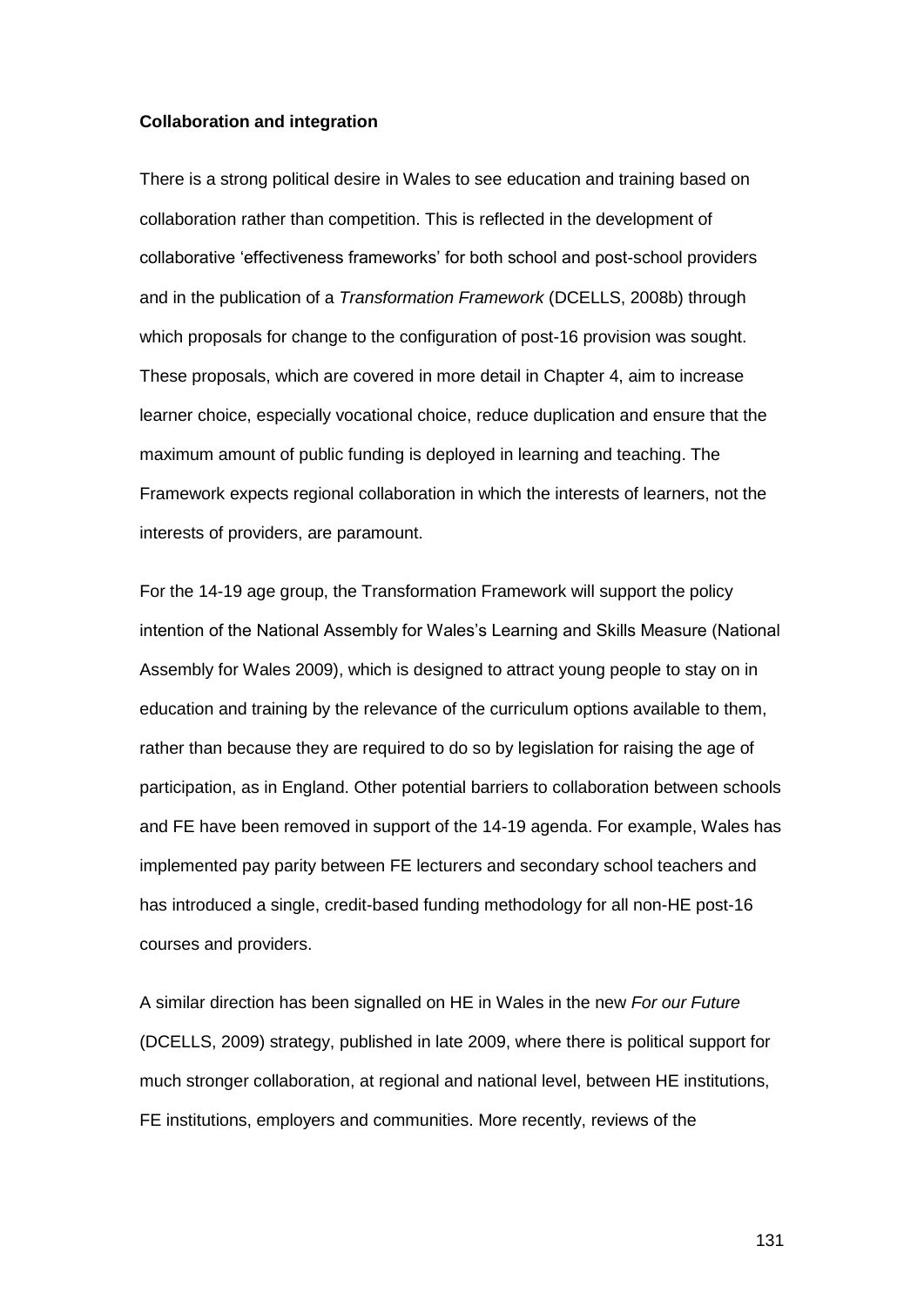**Collaboration and integration**

There is a strong political desire in Wales to see education and training based on collaboration rather than competition. This is reflected in the development of collaborative 'effectiveness frameworks' for both school and post-school providers and in the publication of a *Transformation Framework* (DCELLS, 2008b) through which proposals for change to the configuration of post-16 provision was sought. These proposals, which are covered in more detail in Chapter 4, aim to increase learner choice, especially vocational choice, reduce duplication and ensure that the maximum amount of public funding is deployed in learning and teaching. The Framework expects regional collaboration in which the interests of learners, not the interests of providers, are paramount.

For the 14-19 age group, the Transformation Framework will support the policy intention of the National Assembly for Wales's Learning and Skills Measure (National Assembly for Wales 2009), which is designed to attract young people to stay on in education and training by the relevance of the curriculum options available to them, rather than because they are required to do so by legislation for raising the age of participation, as in England. Other potential barriers to collaboration between schools and FE have been removed in support of the 14-19 agenda. For example, Wales has implemented pay parity between FE lecturers and secondary school teachers and has introduced a single, credit-based funding methodology for all non-HE post-16 courses and providers.

A similar direction has been signalled on HE in Wales in the new *For our Future* (DCELLS, 2009) strategy, published in late 2009, where there is political support for much stronger collaboration, at regional and national level, between HE institutions, FE institutions, employers and communities. More recently, reviews of the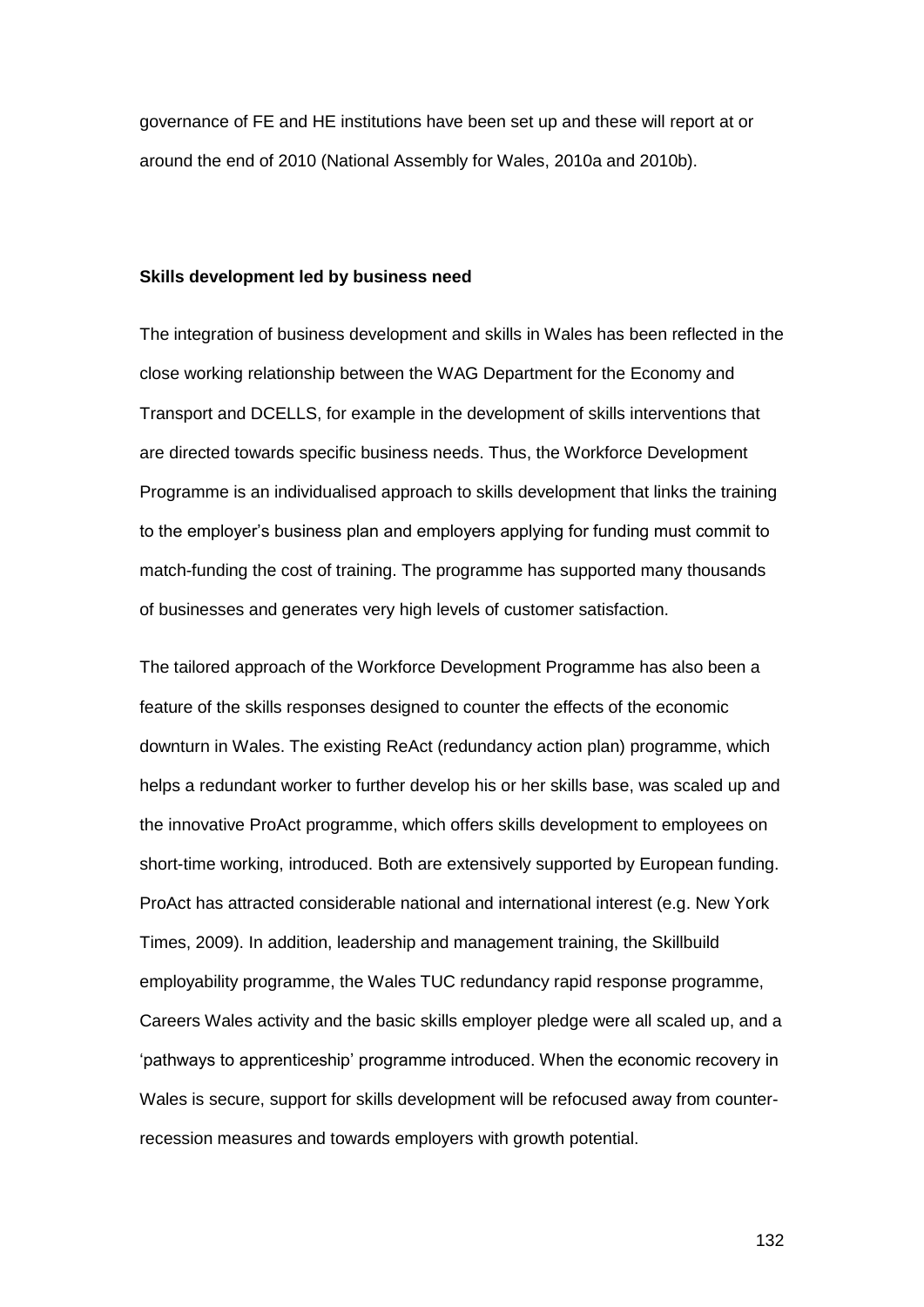governance of FE and HE institutions have been set up and these will report at or around the end of 2010 (National Assembly for Wales, 2010a and 2010b).

**Skills development led by business need**

The integration of business development and skills in Wales has been reflected in the close working relationship between the WAG Department for the Economy and Transport and DCELLS, for example in the development of skills interventions that are directed towards specific business needs. Thus, the Workforce Development Programme is an individualised approach to skills development that links the training to the employer's business plan and employers applying for funding must commit to match-funding the cost of training. The programme has supported many thousands of businesses and generates very high levels of customer satisfaction.

The tailored approach of the Workforce Development Programme has also been a feature of the skills responses designed to counter the effects of the economic downturn in Wales. The existing ReAct (redundancy action plan) programme, which helps a redundant worker to further develop his or her skills base, was scaled up and the innovative ProAct programme, which offers skills development to employees on short-time working, introduced. Both are extensively supported by European funding. ProAct has attracted considerable national and international interest (e.g. New York Times, 2009). In addition, leadership and management training, the Skillbuild employability programme, the Wales TUC redundancy rapid response programme, Careers Wales activity and the basic skills employer pledge were all scaled up, and a 'pathways to apprenticeship' programme introduced. When the economic recovery in Wales is secure, support for skills development will be refocused away from counter-recession measures and towards employers with growth potential.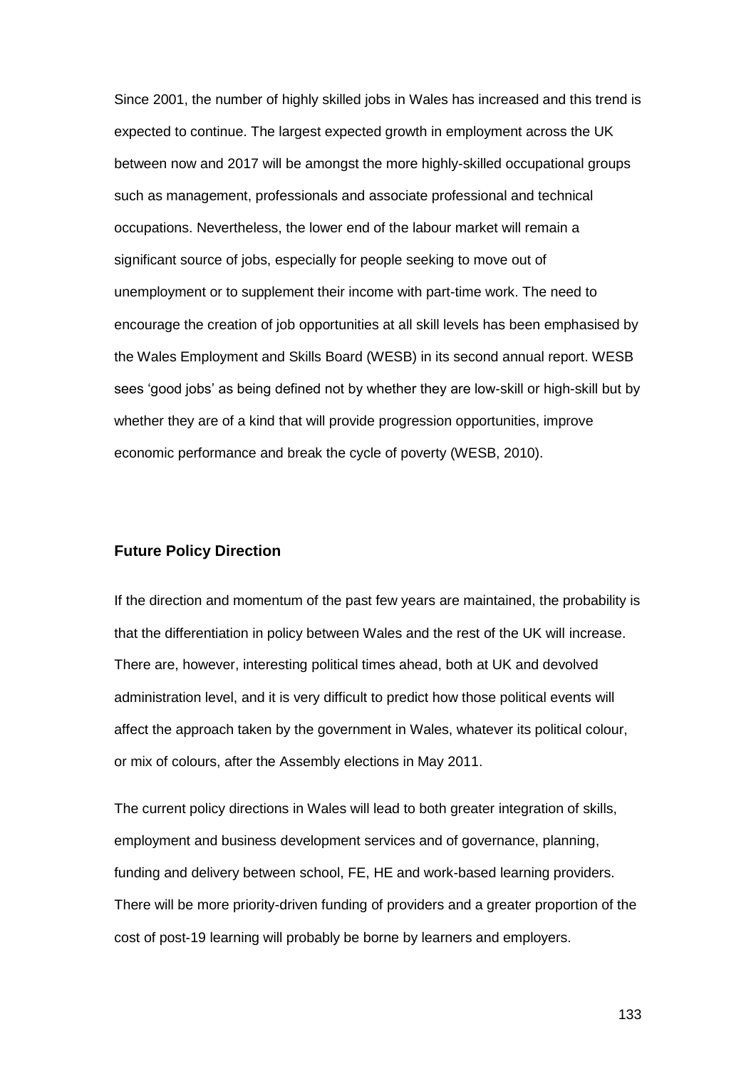Since 2001, the number of highly skilled jobs in Wales has increased and this trend is expected to continue. The largest expected growth in employment across the UK between now and 2017 will be amongst the more highly-skilled occupational groups such as management, professionals and associate professional and technical occupations. Nevertheless, the lower end of the labour market will remain a significant source of jobs, especially for people seeking to move out of unemployment or to supplement their income with part-time work. The need to encourage the creation of job opportunities at all skill levels has been emphasised by the Wales Employment and Skills Board (WESB) in its second annual report. WESB sees 'good jobs' as being defined not by whether they are low-skill or high-skill but by whether they are of a kind that will provide progression opportunities, improve economic performance and break the cycle of poverty (WESB, 2010).

### Future Policy Direction

If the direction and momentum of the past few years are maintained, the probability is that the differentiation in policy between Wales and the rest of the UK will increase. There are, however, interesting political times ahead, both at UK and devolved administration level, and it is very difficult to predict how those political events will affect the approach taken by the government in Wales, whatever its political colour, or mix of colours, after the Assembly elections in May 2011.

The current policy directions in Wales will lead to both greater integration of skills, employment and business development services and of governance, planning, funding and delivery between school, FE, HE and work-based learning providers. There will be more priority-driven funding of providers and a greater proportion of the cost of post-19 learning will probably be borne by learners and employers.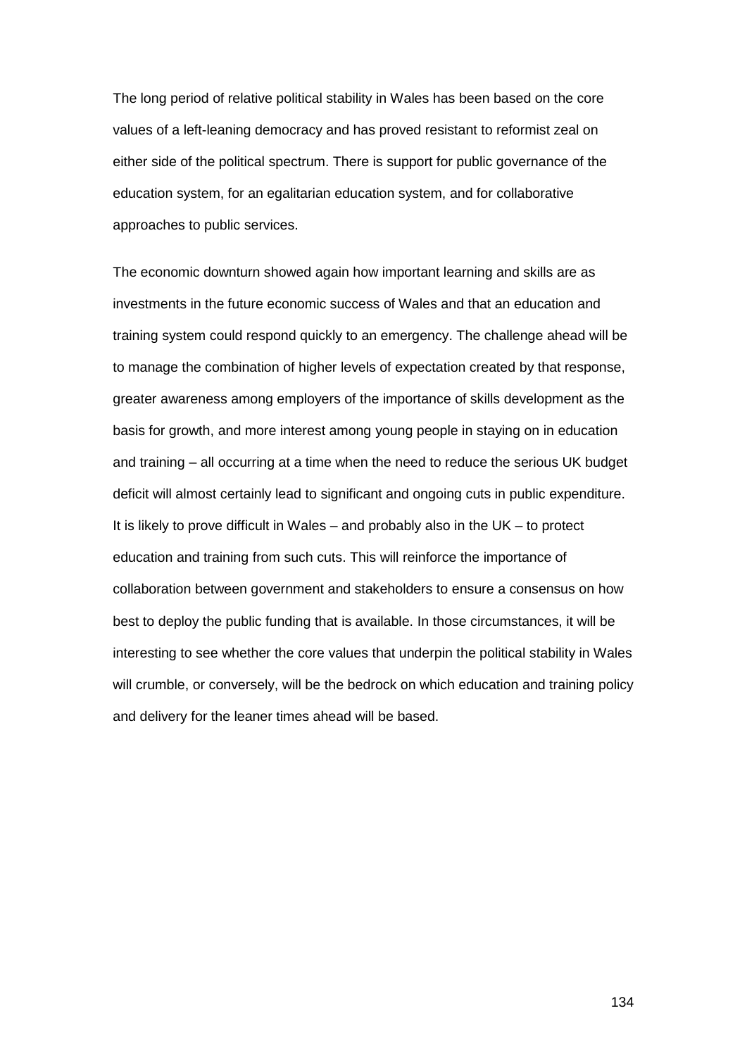The long period of relative political stability in Wales has been based on the core values of a left-leaning democracy and has proved resistant to reformist zeal on either side of the political spectrum. There is support for public governance of the education system, for an egalitarian education system, and for collaborative approaches to public services.

The economic downturn showed again how important learning and skills are as investments in the future economic success of Wales and that an education and training system could respond quickly to an emergency. The challenge ahead will be to manage the combination of higher levels of expectation created by that response, greater awareness among employers of the importance of skills development as the basis for growth, and more interest among young people in staying on in education and training – all occurring at a time when the need to reduce the serious UK budget deficit will almost certainly lead to significant and ongoing cuts in public expenditure. It is likely to prove difficult in Wales – and probably also in the UK – to protect education and training from such cuts. This will reinforce the importance of collaboration between government and stakeholders to ensure a consensus on how best to deploy the public funding that is available. In those circumstances, it will be interesting to see whether the core values that underpin the political stability in Wales will crumble, or conversely, will be the bedrock on which education and training policy and delivery for the leaner times ahead will be based.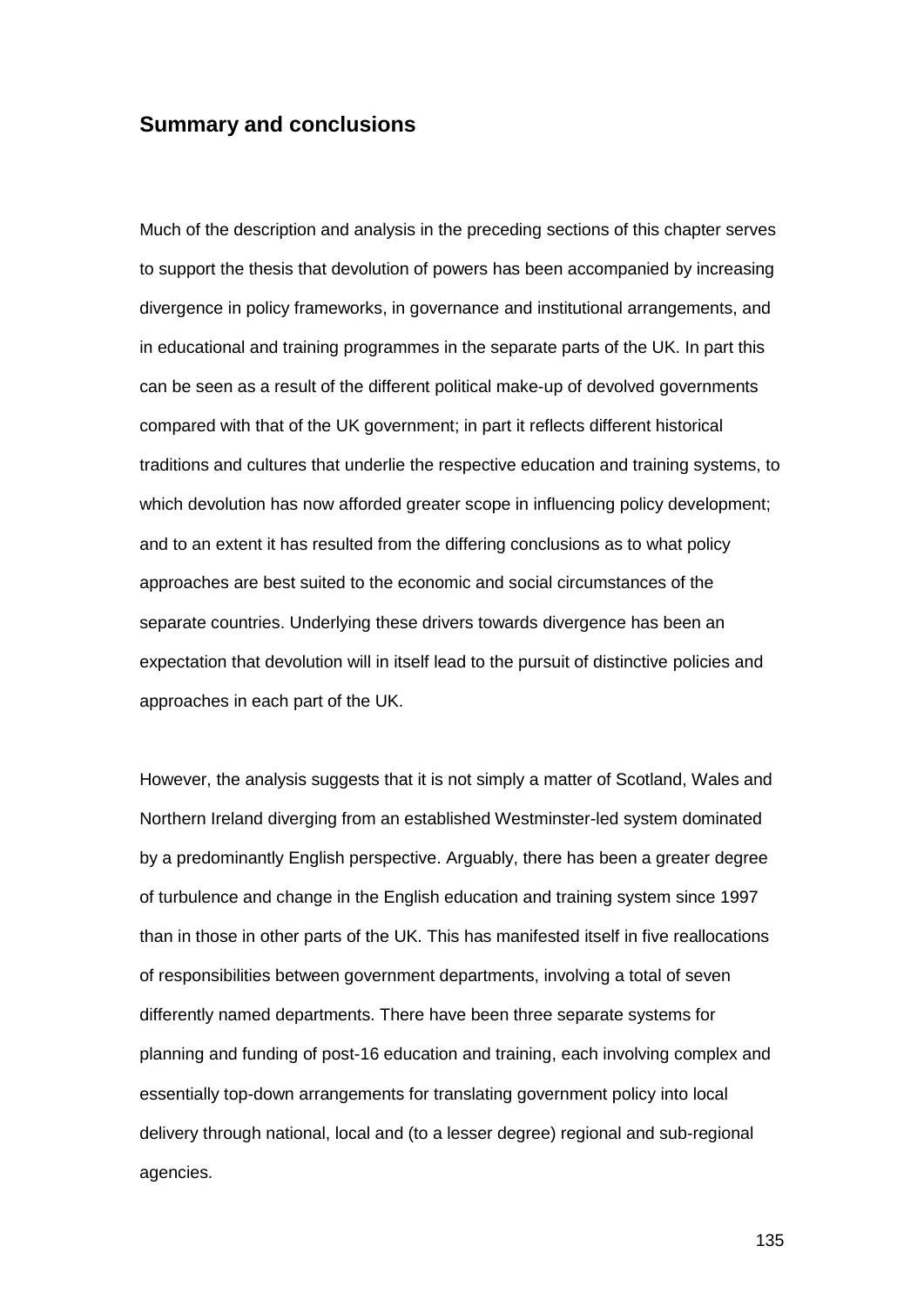## Summary and conclusions

Much of the description and analysis in the preceding sections of this chapter serves to support the thesis that devolution of powers has been accompanied by increasing divergence in policy frameworks, in governance and institutional arrangements, and in educational and training programmes in the separate parts of the UK. In part this can be seen as a result of the different political make-up of devolved governments compared with that of the UK government; in part it reflects different historical traditions and cultures that underlie the respective education and training systems, to which devolution has now afforded greater scope in influencing policy development; and to an extent it has resulted from the differing conclusions as to what policy approaches are best suited to the economic and social circumstances of the separate countries. Underlying these drivers towards divergence has been an expectation that devolution will in itself lead to the pursuit of distinctive policies and approaches in each part of the UK.

However, the analysis suggests that it is not simply a matter of Scotland, Wales and Northern Ireland diverging from an established Westminster-led system dominated by a predominantly English perspective. Arguably, there has been a greater degree of turbulence and change in the English education and training system since 1997 than in those in other parts of the UK. This has manifested itself in five reallocations of responsibilities between government departments, involving a total of seven differently named departments. There have been three separate systems for planning and funding of post-16 education and training, each involving complex and essentially top-down arrangements for translating government policy into local delivery through national, local and (to a lesser degree) regional and sub-regional agencies.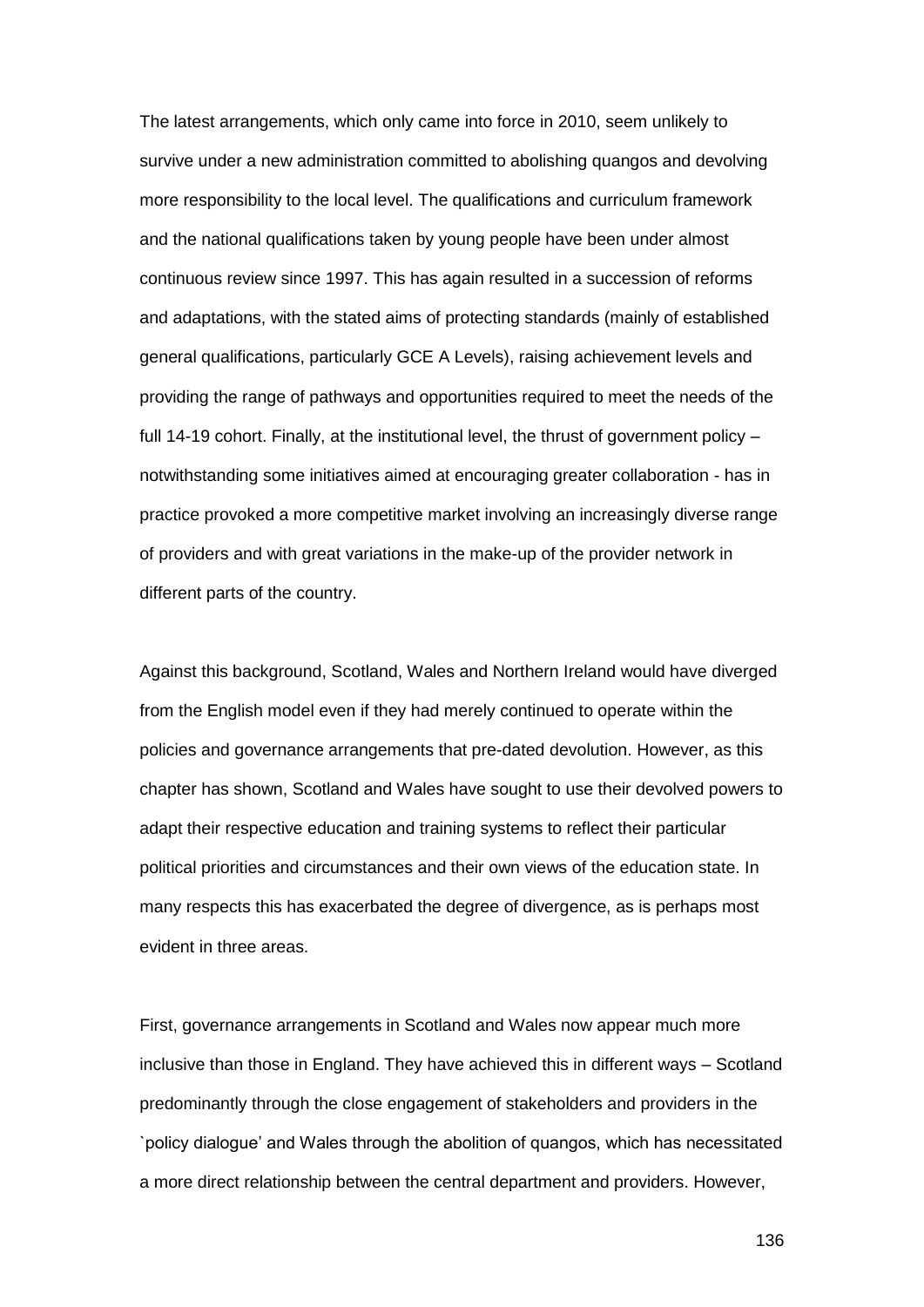The latest arrangements, which only came into force in 2010, seem unlikely to survive under a new administration committed to abolishing quangos and devolving more responsibility to the local level. The qualifications and curriculum framework and the national qualifications taken by young people have been under almost continuous review since 1997. This has again resulted in a succession of reforms and adaptations, with the stated aims of protecting standards (mainly of established general qualifications, particularly GCE A Levels), raising achievement levels and providing the range of pathways and opportunities required to meet the needs of the full 14-19 cohort. Finally, at the institutional level, the thrust of government policy – notwithstanding some initiatives aimed at encouraging greater collaboration - has in practice provoked a more competitive market involving an increasingly diverse range of providers and with great variations in the make-up of the provider network in different parts of the country.

Against this background, Scotland, Wales and Northern Ireland would have diverged from the English model even if they had merely continued to operate within the policies and governance arrangements that pre-dated devolution. However, as this chapter has shown, Scotland and Wales have sought to use their devolved powers to adapt their respective education and training systems to reflect their particular political priorities and circumstances and their own views of the education state. In many respects this has exacerbated the degree of divergence, as is perhaps most evident in three areas.

First, governance arrangements in Scotland and Wales now appear much more inclusive than those in England. They have achieved this in different ways – Scotland predominantly through the close engagement of stakeholders and providers in the `policy dialogue' and Wales through the abolition of quangos, which has necessitated a more direct relationship between the central department and providers. However,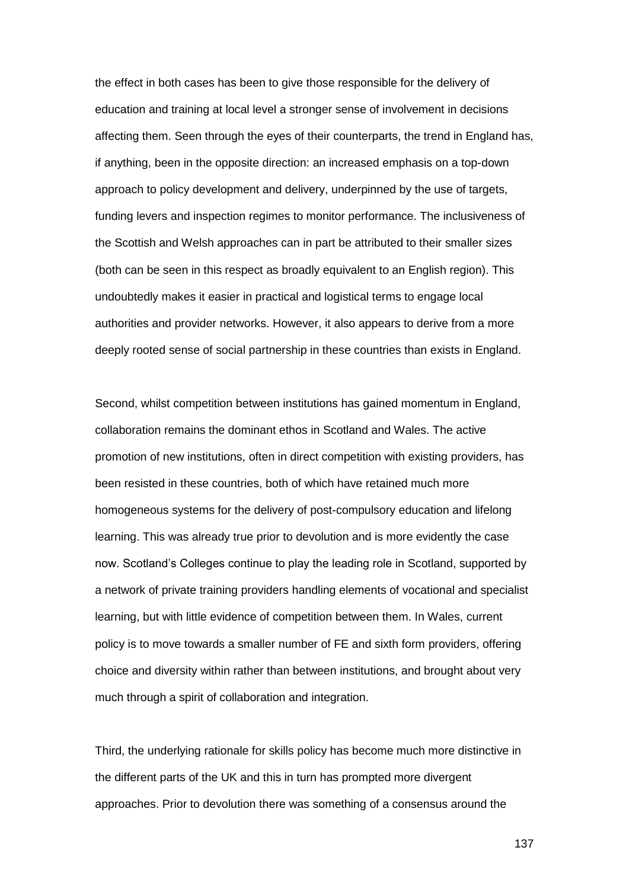the effect in both cases has been to give those responsible for the delivery of education and training at local level a stronger sense of involvement in decisions affecting them. Seen through the eyes of their counterparts, the trend in England has, if anything, been in the opposite direction: an increased emphasis on a top-down approach to policy development and delivery, underpinned by the use of targets, funding levers and inspection regimes to monitor performance. The inclusiveness of the Scottish and Welsh approaches can in part be attributed to their smaller sizes (both can be seen in this respect as broadly equivalent to an English region). This undoubtedly makes it easier in practical and logistical terms to engage local authorities and provider networks. However, it also appears to derive from a more deeply rooted sense of social partnership in these countries than exists in England.

Second, whilst competition between institutions has gained momentum in England, collaboration remains the dominant ethos in Scotland and Wales. The active promotion of new institutions, often in direct competition with existing providers, has been resisted in these countries, both of which have retained much more homogeneous systems for the delivery of post-compulsory education and lifelong learning. This was already true prior to devolution and is more evidently the case now. Scotland's Colleges continue to play the leading role in Scotland, supported by a network of private training providers handling elements of vocational and specialist learning, but with little evidence of competition between them. In Wales, current policy is to move towards a smaller number of FE and sixth form providers, offering choice and diversity within rather than between institutions, and brought about very much through a spirit of collaboration and integration.

Third, the underlying rationale for skills policy has become much more distinctive in the different parts of the UK and this in turn has prompted more divergent approaches. Prior to devolution there was something of a consensus around the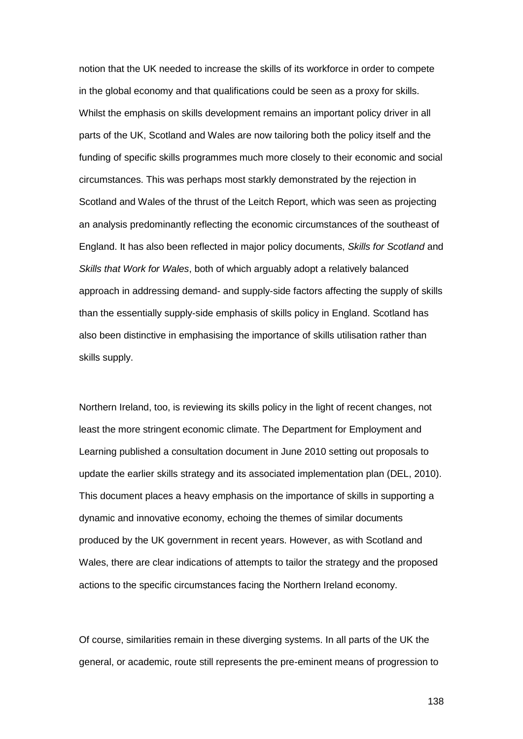notion that the UK needed to increase the skills of its workforce in order to compete in the global economy and that qualifications could be seen as a proxy for skills. Whilst the emphasis on skills development remains an important policy driver in all parts of the UK, Scotland and Wales are now tailoring both the policy itself and the funding of specific skills programmes much more closely to their economic and social circumstances. This was perhaps most starkly demonstrated by the rejection in Scotland and Wales of the thrust of the Leitch Report, which was seen as projecting an analysis predominantly reflecting the economic circumstances of the southeast of England. It has also been reflected in major policy documents, *Skills for Scotland* and *Skills that Work for Wales*, both of which arguably adopt a relatively balanced approach in addressing demand- and supply-side factors affecting the supply of skills than the essentially supply-side emphasis of skills policy in England. Scotland has also been distinctive in emphasising the importance of skills utilisation rather than skills supply.

Northern Ireland, too, is reviewing its skills policy in the light of recent changes, not least the more stringent economic climate. The Department for Employment and Learning published a consultation document in June 2010 setting out proposals to update the earlier skills strategy and its associated implementation plan (DEL, 2010). This document places a heavy emphasis on the importance of skills in supporting a dynamic and innovative economy, echoing the themes of similar documents produced by the UK government in recent years. However, as with Scotland and Wales, there are clear indications of attempts to tailor the strategy and the proposed actions to the specific circumstances facing the Northern Ireland economy.

Of course, similarities remain in these diverging systems. In all parts of the UK the general, or academic, route still represents the pre-eminent means of progression to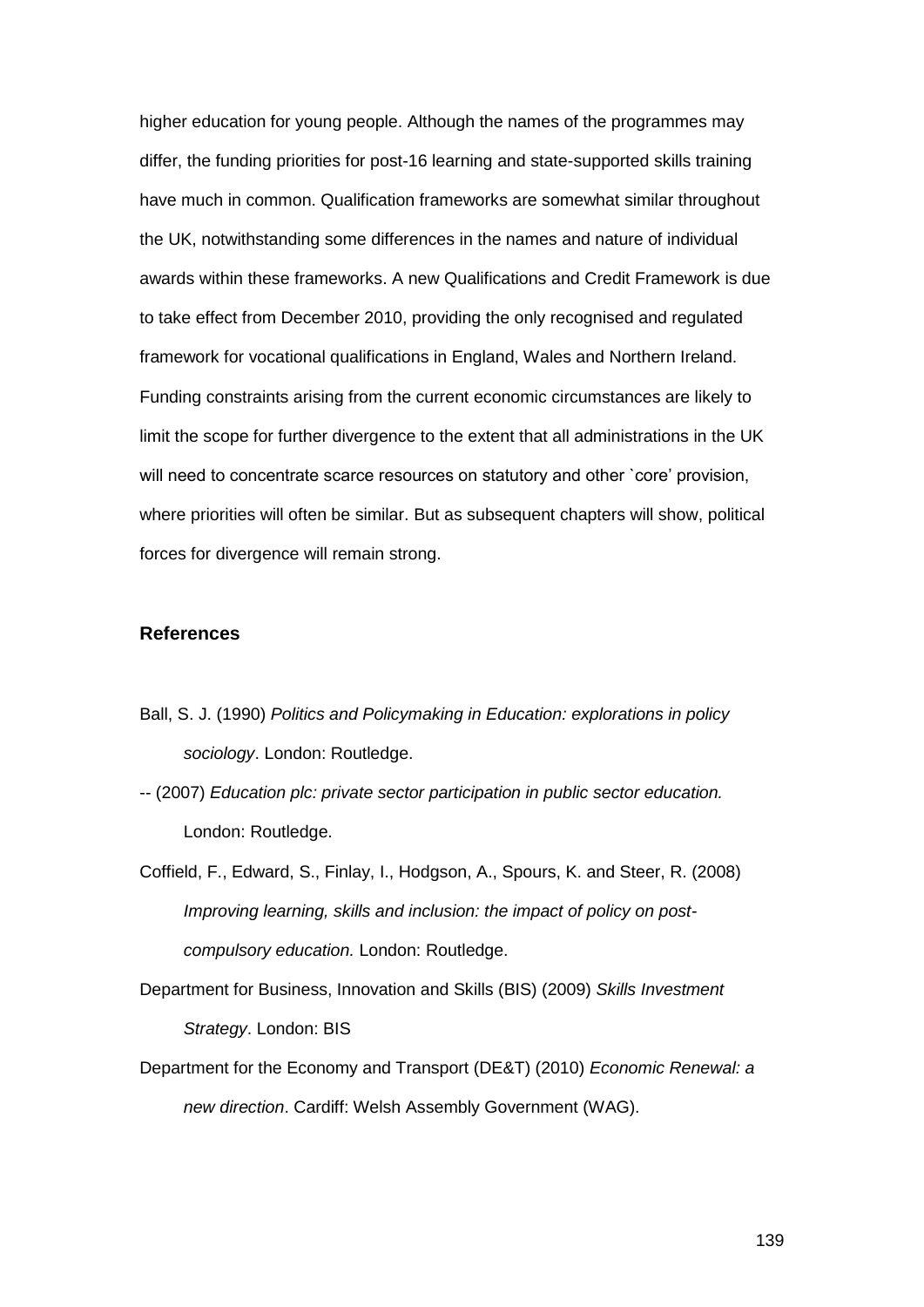higher education for young people. Although the names of the programmes may differ, the funding priorities for post-16 learning and state-supported skills training have much in common. Qualification frameworks are somewhat similar throughout the UK, notwithstanding some differences in the names and nature of individual awards within these frameworks. A new Qualifications and Credit Framework is due to take effect from December 2010, providing the only recognised and regulated framework for vocational qualifications in England, Wales and Northern Ireland. Funding constraints arising from the current economic circumstances are likely to limit the scope for further divergence to the extent that all administrations in the UK will need to concentrate scarce resources on statutory and other `core' provision, where priorities will often be similar. But as subsequent chapters will show, political forces for divergence will remain strong.

## References

Ball, S. J. (1990) *Politics and Policymaking in Education: explorations in policy sociology*. London: Routledge.

-- (2007) *Education plc: private sector participation in public sector education.* London: Routledge.

Coffield, F., Edward, S., Finlay, I., Hodgson, A., Spours, K. and Steer, R. (2008) *Improving learning, skills and inclusion: the impact of policy on post-compulsory education.* London: Routledge.

Department for Business, Innovation and Skills (BIS) (2009) *Skills Investment Strategy*. London: BIS

Department for the Economy and Transport (DE&T) (2010) *Economic Renewal: a new direction*. Cardiff: Welsh Assembly Government (WAG).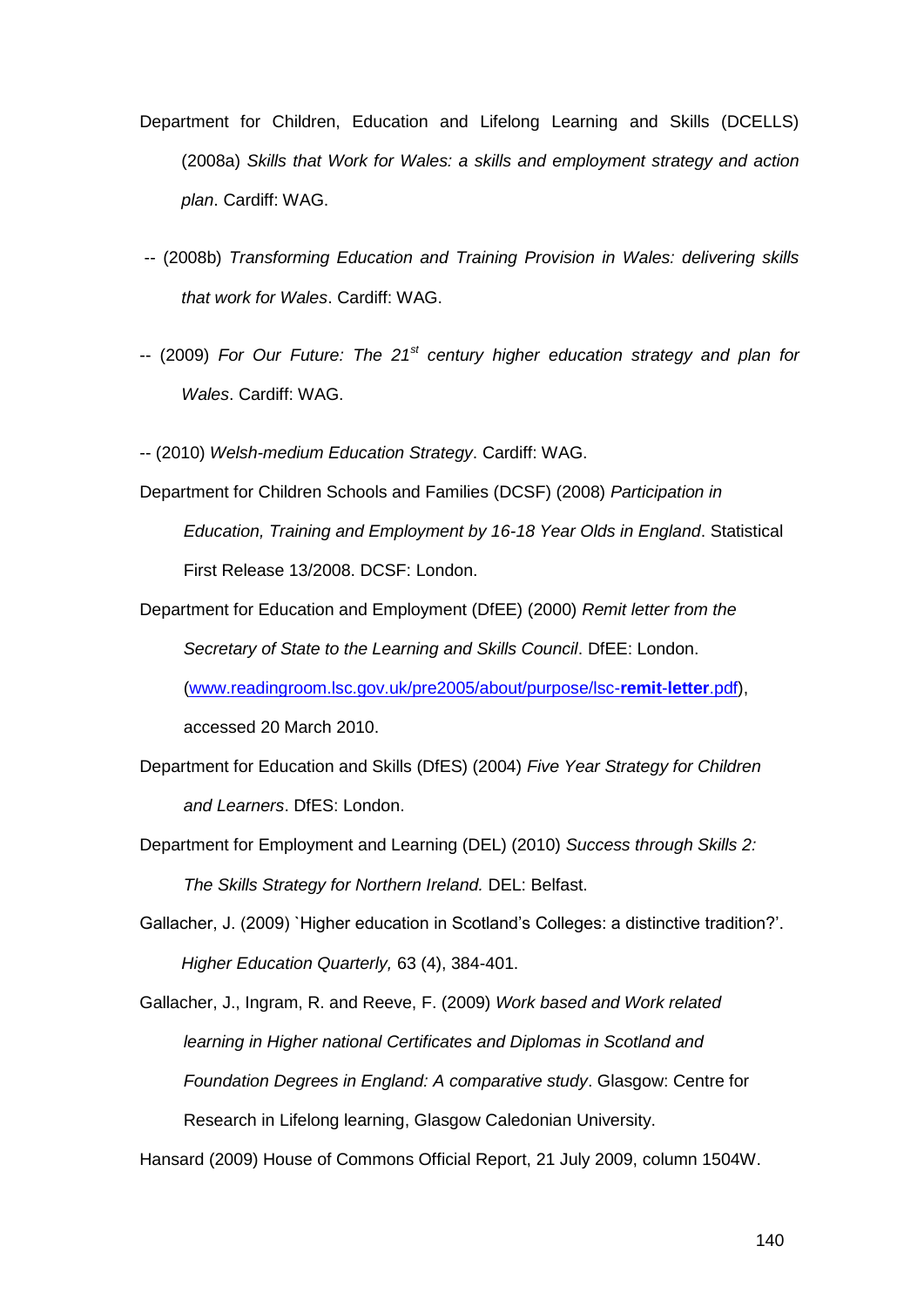Department for Children, Education and Lifelong Learning and Skills (DCELLS) (2008a) *Skills that Work for Wales: a skills and employment strategy and action plan*. Cardiff: WAG.

-- (2008b) *Transforming Education and Training Provision in Wales: delivering skills that work for Wales*. Cardiff: WAG.

-- (2009) *For Our Future: The 21st century higher education strategy and plan for Wales*. Cardiff: WAG.

-- (2010) *Welsh-medium Education Strategy*. Cardiff: WAG.

Department for Children Schools and Families (DCSF) (2008) *Participation in Education, Training and Employment by 16-18 Year Olds in England*. Statistical First Release 13/2008. DCSF: London.

Department for Education and Employment (DfEE) (2000) *Remit letter from the Secretary of State to the Learning and Skills Council*. DfEE: London. (www.readingroom.lsc.gov.uk/pre2005/about/purpose/lsc-**remit**-**letter**.pdf), accessed 20 March 2010.

Department for Education and Skills (DfES) (2004) *Five Year Strategy for Children and Learners*. DfES: London.

Department for Employment and Learning (DEL) (2010) *Success through Skills 2: The Skills Strategy for Northern Ireland.* DEL: Belfast.

Gallacher, J. (2009) `Higher education in Scotland's Colleges: a distinctive tradition?'. *Higher Education Quarterly,* 63 (4), 384-401.

Gallacher, J., Ingram, R. and Reeve, F. (2009) *Work based and Work related learning in Higher national Certificates and Diplomas in Scotland and Foundation Degrees in England: A comparative study*. Glasgow: Centre for Research in Lifelong learning, Glasgow Caledonian University.

Hansard (2009) House of Commons Official Report, 21 July 2009, column 1504W.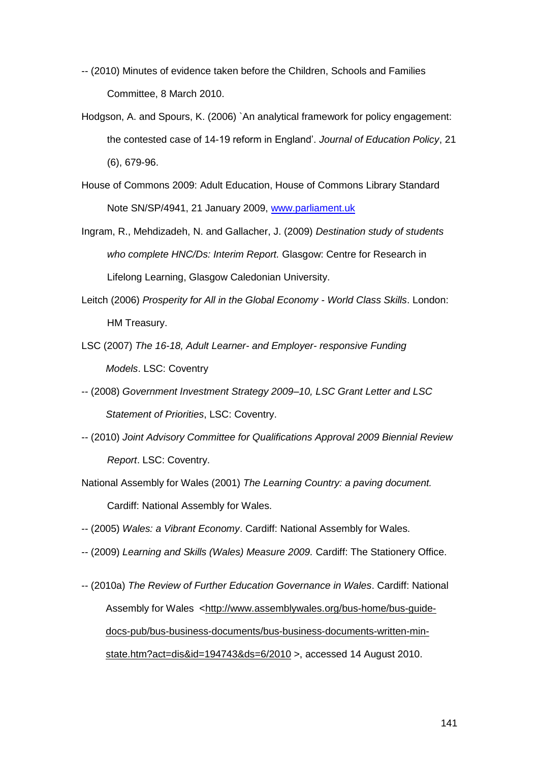-- (2010) Minutes of evidence taken before the Children, Schools and Families Committee, 8 March 2010.

Hodgson, A. and Spours, K. (2006) `An analytical framework for policy engagement: the contested case of 14-19 reform in England'. *Journal of Education Policy*, 21 (6), 679-96.

House of Commons 2009: Adult Education, House of Commons Library Standard Note SN/SP/4941, 21 January 2009, www.parliament.uk

Ingram, R., Mehdizadeh, N. and Gallacher, J. (2009) *Destination study of students who complete HNC/Ds: Interim Report.* Glasgow: Centre for Research in Lifelong Learning, Glasgow Caledonian University.

Leitch (2006) *Prosperity for All in the Global Economy - World Class Skills*. London: HM Treasury.

LSC (2007) *The 16-18, Adult Learner- and Employer- responsive Funding Models*. LSC: Coventry

-- (2008) *Government Investment Strategy 2009–10, LSC Grant Letter and LSC Statement of Priorities*, LSC: Coventry.

-- (2010) *Joint Advisory Committee for Qualifications Approval 2009 Biennial Review Report*. LSC: Coventry.

National Assembly for Wales (2001) *The Learning Country: a paving document.* Cardiff: National Assembly for Wales.

-- (2005) *Wales: a Vibrant Economy*. Cardiff: National Assembly for Wales.

-- (2009) *Learning and Skills (Wales) Measure 2009.* Cardiff: The Stationery Office.

-- (2010a) *The Review of Further Education Governance in Wales*. Cardiff: National Assembly for Wales <http://www.assemblywales.org/bus-home/bus-guide-docs-pub/bus-business-documents/bus-business-documents-written-min-state.htm?act=dis&id=194743&ds=6/2010 >, accessed 14 August 2010.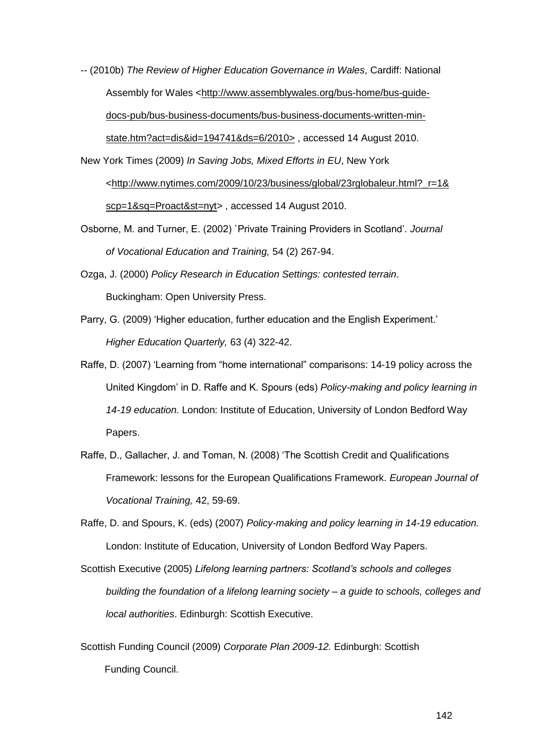-- (2010b) *The Review of Higher Education Governance in Wales*, Cardiff: National Assembly for Wales <http://www.assemblywales.org/bus-home/bus-guide-docs-pub/bus-business-documents/bus-business-documents-written-min-state.htm?act=dis&id=194741&ds=6/2010> , accessed 14 August 2010.

New York Times (2009) *In Saving Jobs, Mixed Efforts in EU*, New York <http://www.nytimes.com/2009/10/23/business/global/23rglobaleur.html?_r=1&scp=1&sq=Proact&st=nyt> , accessed 14 August 2010.

Osborne, M. and Turner, E. (2002) `Private Training Providers in Scotland'. *Journal of Vocational Education and Training,* 54 (2) 267-94.

Ozga, J. (2000) *Policy Research in Education Settings: contested terrain*. Buckingham: Open University Press.

Parry, G. (2009) 'Higher education, further education and the English Experiment.' *Higher Education Quarterly,* 63 (4) 322-42.

Raffe, D. (2007) 'Learning from "home international" comparisons: 14-19 policy across the United Kingdom' in D. Raffe and K. Spours (eds) *Policy-making and policy learning in 14-19 education.* London: Institute of Education, University of London Bedford Way Papers.

Raffe, D., Gallacher, J. and Toman, N. (2008) 'The Scottish Credit and Qualifications Framework: lessons for the European Qualifications Framework. *European Journal of Vocational Training,* 42, 59-69.

Raffe, D. and Spours, K. (eds) (2007) *Policy-making and policy learning in 14-19 education.* London: Institute of Education, University of London Bedford Way Papers.

Scottish Executive (2005) *Lifelong learning partners: Scotland's schools and colleges building the foundation of a lifelong learning society – a guide to schools, colleges and local authorities*. Edinburgh: Scottish Executive.

Scottish Funding Council (2009) *Corporate Plan 2009-12.* Edinburgh: Scottish Funding Council.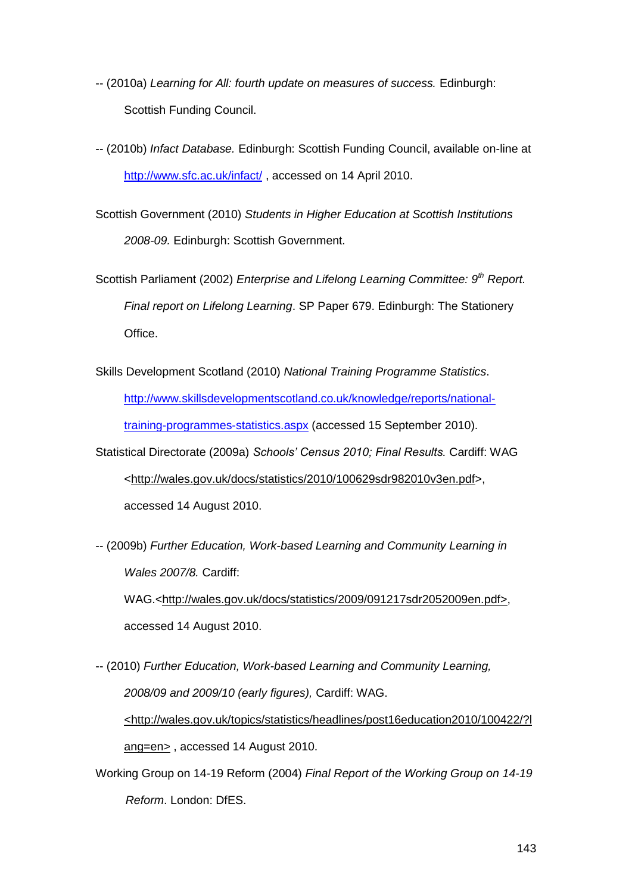-- (2010a) *Learning for All: fourth update on measures of success.* Edinburgh: Scottish Funding Council.

-- (2010b) *Infact Database.* Edinburgh: Scottish Funding Council, available on-line at http://www.sfc.ac.uk/infact/ , accessed on 14 April 2010.

Scottish Government (2010) *Students in Higher Education at Scottish Institutions 2008-09.* Edinburgh: Scottish Government.

Scottish Parliament (2002) *Enterprise and Lifelong Learning Committee: 9th Report. Final report on Lifelong Learning*. SP Paper 679. Edinburgh: The Stationery Office.

Skills Development Scotland (2010) *National Training Programme Statistics*. http://www.skillsdevelopmentscotland.co.uk/knowledge/reports/national-training-programmes-statistics.aspx (accessed 15 September 2010).

Statistical Directorate (2009a) *Schools' Census 2010; Final Results.* Cardiff: WAG <http://wales.gov.uk/docs/statistics/2010/100629sdr982010v3en.pdf>, accessed 14 August 2010.

-- (2009b) *Further Education, Work-based Learning and Community Learning in Wales 2007/8.* Cardiff: WAG.<http://wales.gov.uk/docs/statistics/2009/091217sdr2052009en.pdf>, accessed 14 August 2010.

-- (2010) *Further Education, Work-based Learning and Community Learning, 2008/09 and 2009/10 (early figures),* Cardiff: WAG. <http://wales.gov.uk/topics/statistics/headlines/post16education2010/100422/?lang=en> , accessed 14 August 2010.

Working Group on 14-19 Reform (2004) *Final Report of the Working Group on 14-19 Reform*. London: DfES.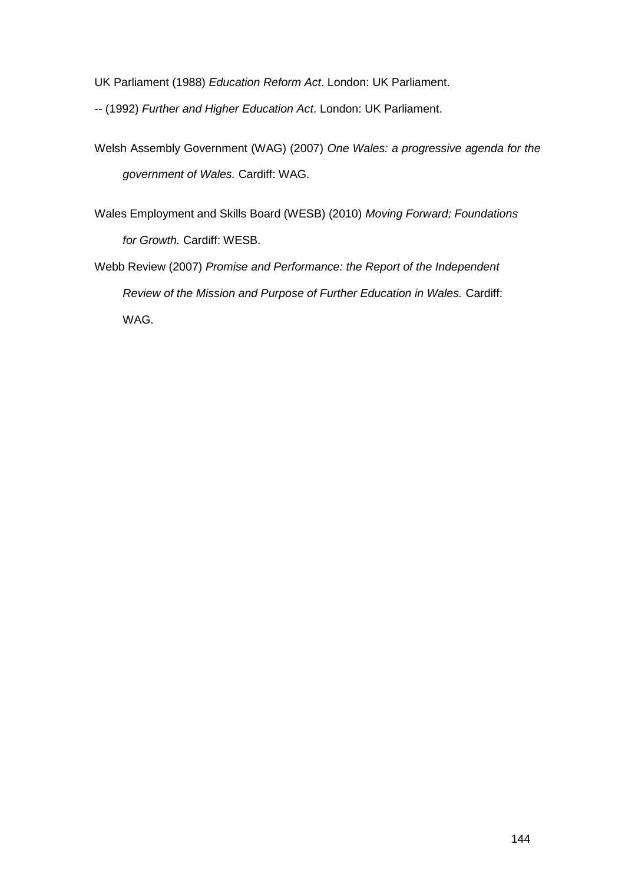UK Parliament (1988) *Education Reform Act*. London: UK Parliament.

-- (1992) *Further and Higher Education Act*. London: UK Parliament.

Welsh Assembly Government (WAG) (2007) *One Wales: a progressive agenda for the government of Wales.* Cardiff: WAG.

Wales Employment and Skills Board (WESB) (2010) *Moving Forward; Foundations for Growth.* Cardiff: WESB.

Webb Review (2007) *Promise and Performance: the Report of the Independent Review of the Mission and Purpose of Further Education in Wales.* Cardiff: WAG.